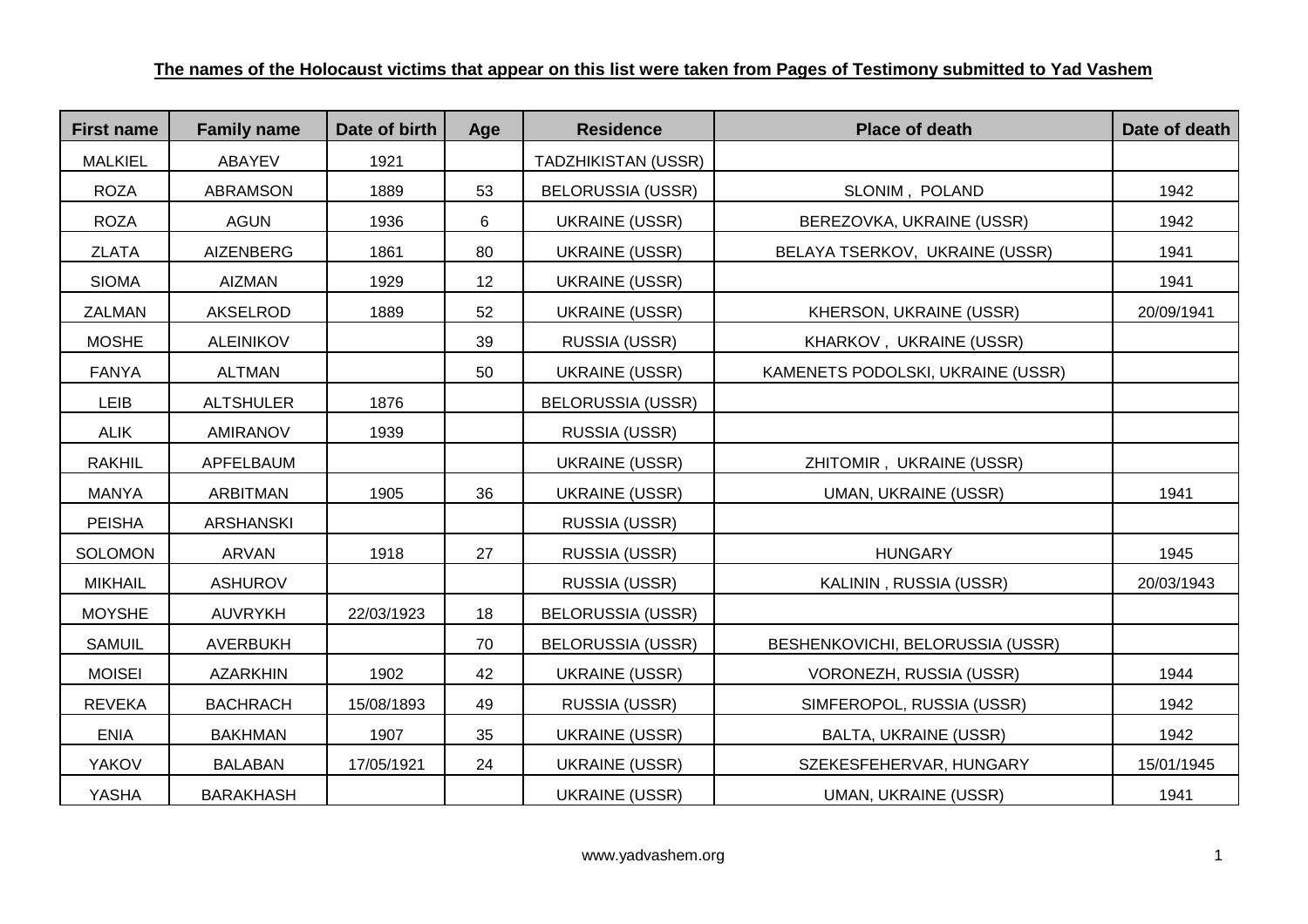**The names of the Holocaust victims that appear on this list were taken from Pages of Testimony submitted to Yad Vashem**

| First name | Family name | Date of birth | Age | Residence | Place of death | Date of death |
|---|---|---|---|---|---|---|
| MALKIEL | ABAYEV | 1921 | | TADZHIKISTAN (USSR) | | |
| ROZA | ABRAMSON | 1889 | 53 | BELORUSSIA (USSR) | SLONIM , POLAND | 1942 |
| ROZA | AGUN | 1936 | 6 | UKRAINE (USSR) | BEREZOVKA, UKRAINE (USSR) | 1942 |
| ZLATA | AIZENBERG | 1861 | 80 | UKRAINE (USSR) | BELAYA TSERKOV, UKRAINE (USSR) | 1941 |
| SIOMA | AIZMAN | 1929 | 12 | UKRAINE (USSR) | | 1941 |
| ZALMAN | AKSELROD | 1889 | 52 | UKRAINE (USSR) | KHERSON, UKRAINE (USSR) | 20/09/1941 |
| MOSHE | ALEINIKOV | | 39 | RUSSIA (USSR) | KHARKOV , UKRAINE (USSR) | |
| FANYA | ALTMAN | | 50 | UKRAINE (USSR) | KAMENETS PODOLSKI, UKRAINE (USSR) | |
| LEIB | ALTSHULER | 1876 | | BELORUSSIA (USSR) | | |
| ALIK | AMIRANOV | 1939 | | RUSSIA (USSR) | | |
| RAKHIL | APFELBAUM | | | UKRAINE (USSR) | ZHITOMIR , UKRAINE (USSR) | |
| MANYA | ARBITMAN | 1905 | 36 | UKRAINE (USSR) | UMAN, UKRAINE (USSR) | 1941 |
| PEISHA | ARSHANSKI | | | RUSSIA (USSR) | | |
| SOLOMON | ARVAN | 1918 | 27 | RUSSIA (USSR) | HUNGARY | 1945 |
| MIKHAIL | ASHUROV | | | RUSSIA (USSR) | KALININ , RUSSIA (USSR) | 20/03/1943 |
| MOYSHE | AUVRYKH | 22/03/1923 | 18 | BELORUSSIA (USSR) | | |
| SAMUIL | AVERBUKH | | 70 | BELORUSSIA (USSR) | BESHENKOVICHI, BELORUSSIA (USSR) | |
| MOISEI | AZARKHIN | 1902 | 42 | UKRAINE (USSR) | VORONEZH, RUSSIA (USSR) | 1944 |
| REVEKA | BACHRACH | 15/08/1893 | 49 | RUSSIA (USSR) | SIMFEROPOL, RUSSIA (USSR) | 1942 |
| ENIA | BAKHMAN | 1907 | 35 | UKRAINE (USSR) | BALTA, UKRAINE (USSR) | 1942 |
| YAKOV | BALABAN | 17/05/1921 | 24 | UKRAINE (USSR) | SZEKESFEHERVAR, HUNGARY | 15/01/1945 |
| YASHA | BARAKHASH | | | UKRAINE (USSR) | UMAN, UKRAINE (USSR) | 1941 |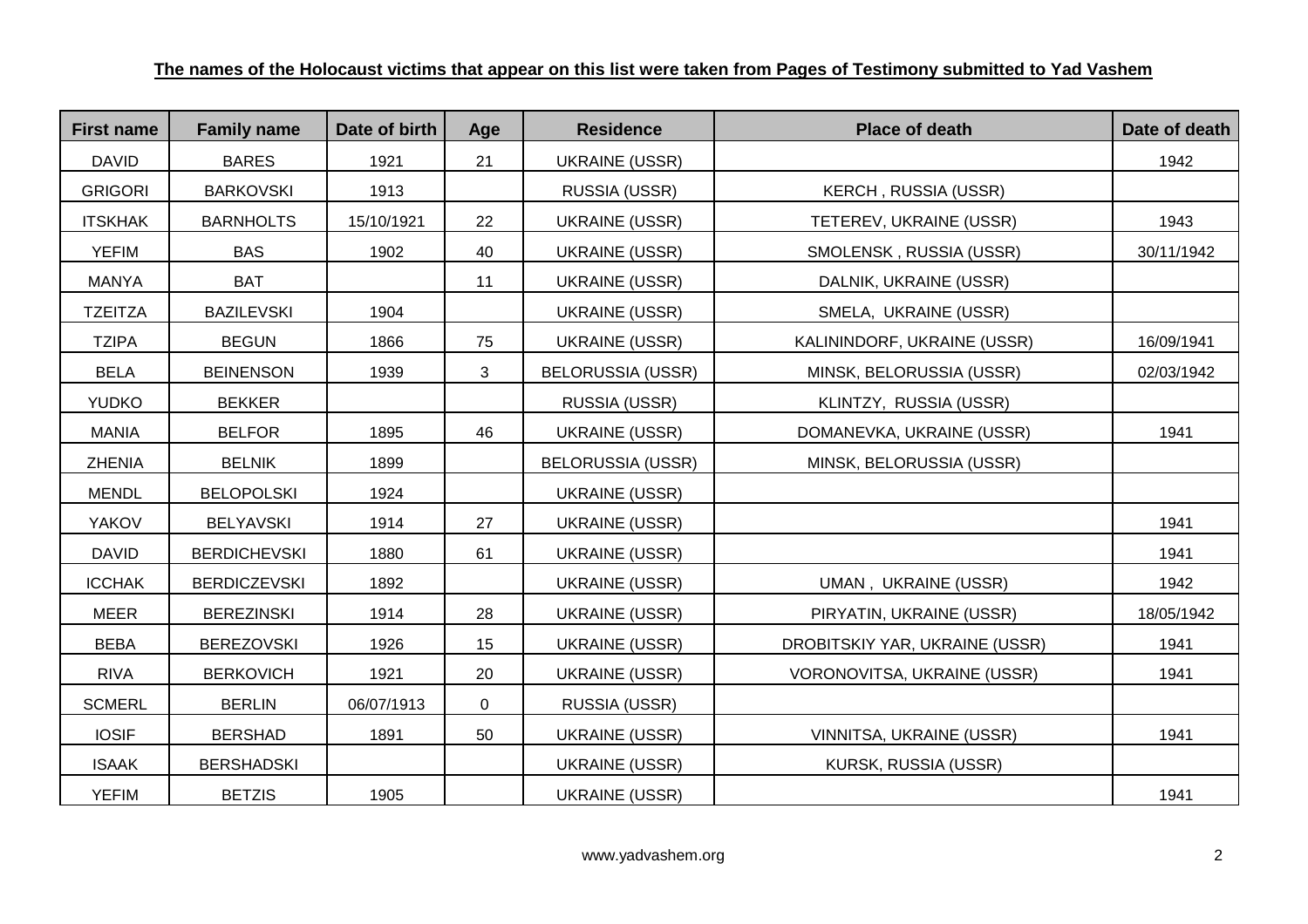**The names of the Holocaust victims that appear on this list were taken from Pages of Testimony submitted to Yad Vashem**

| First name | Family name | Date of birth | Age | Residence | Place of death | Date of death |
|---|---|---|---|---|---|---|
| DAVID | BARES | 1921 | 21 | UKRAINE (USSR) | | 1942 |
| GRIGORI | BARKOVSKI | 1913 | | RUSSIA (USSR) | KERCH , RUSSIA (USSR) | |
| ITSKHAK | BARNHOLTS | 15/10/1921 | 22 | UKRAINE (USSR) | TETEREV, UKRAINE (USSR) | 1943 |
| YEFIM | BAS | 1902 | 40 | UKRAINE (USSR) | SMOLENSK , RUSSIA (USSR) | 30/11/1942 |
| MANYA | BAT | | 11 | UKRAINE (USSR) | DALNIK, UKRAINE (USSR) | |
| TZEITZA | BAZILEVSKI | 1904 | | UKRAINE (USSR) | SMELA, UKRAINE (USSR) | |
| TZIPA | BEGUN | 1866 | 75 | UKRAINE (USSR) | KALININDORF, UKRAINE (USSR) | 16/09/1941 |
| BELA | BEINENSON | 1939 | 3 | BELORUSSIA (USSR) | MINSK, BELORUSSIA (USSR) | 02/03/1942 |
| YUDKO | BEKKER | | | RUSSIA (USSR) | KLINTZY, RUSSIA (USSR) | |
| MANIA | BELFOR | 1895 | 46 | UKRAINE (USSR) | DOMANEVKA, UKRAINE (USSR) | 1941 |
| ZHENIA | BELNIK | 1899 | | BELORUSSIA (USSR) | MINSK, BELORUSSIA (USSR) | |
| MENDL | BELOPOLSKI | 1924 | | UKRAINE (USSR) | | |
| YAKOV | BELYAVSKI | 1914 | 27 | UKRAINE (USSR) | | 1941 |
| DAVID | BERDICHEVSKI | 1880 | 61 | UKRAINE (USSR) | | 1941 |
| ICCHAK | BERDICZEVSKI | 1892 | | UKRAINE (USSR) | UMAN , UKRAINE (USSR) | 1942 |
| MEER | BEREZINSKI | 1914 | 28 | UKRAINE (USSR) | PIRYATIN, UKRAINE (USSR) | 18/05/1942 |
| BEBA | BEREZOVSKI | 1926 | 15 | UKRAINE (USSR) | DROBITSKIY YAR, UKRAINE (USSR) | 1941 |
| RIVA | BERKOVICH | 1921 | 20 | UKRAINE (USSR) | VORONOVITSA, UKRAINE (USSR) | 1941 |
| SCMERL | BERLIN | 06/07/1913 | 0 | RUSSIA (USSR) | | |
| IOSIF | BERSHAD | 1891 | 50 | UKRAINE (USSR) | VINNITSA, UKRAINE (USSR) | 1941 |
| ISAAK | BERSHADSKI | | | UKRAINE (USSR) | KURSK, RUSSIA (USSR) | |
| YEFIM | BETZIS | 1905 | | UKRAINE (USSR) | | 1941 |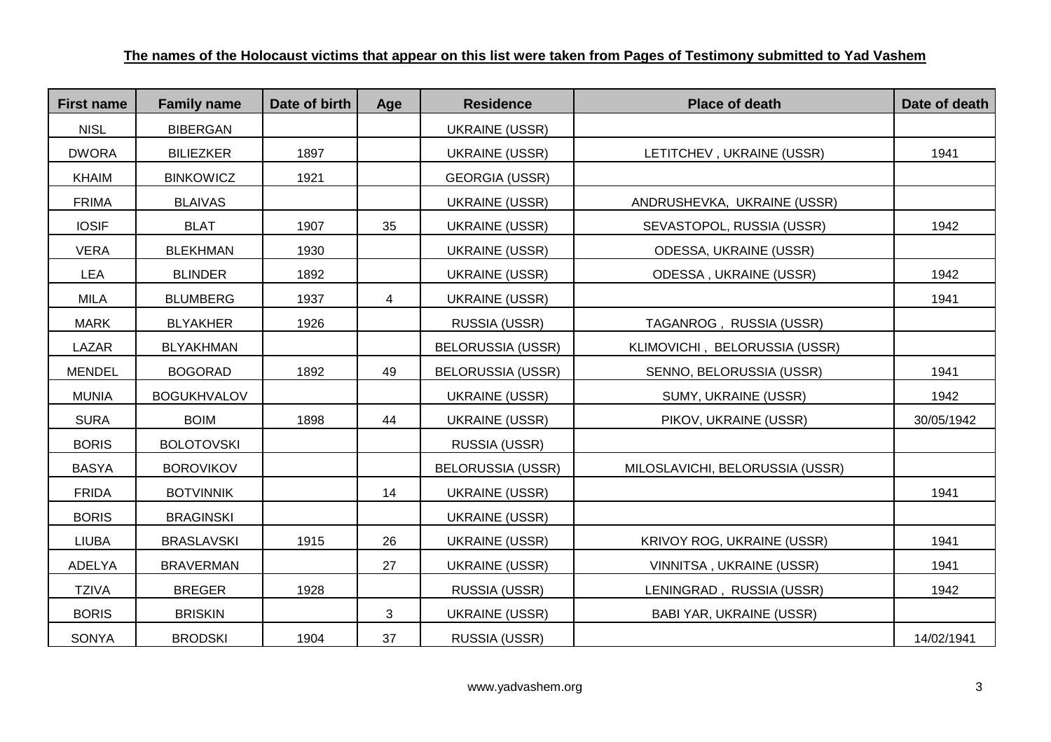**The names of the Holocaust victims that appear on this list were taken from Pages of Testimony submitted to Yad Vashem**

| First name | Family name | Date of birth | Age | Residence | Place of death | Date of death |
|---|---|---|---|---|---|---|
| NISL | BIBERGAN | | | UKRAINE (USSR) | | |
| DWORA | BILIEZKER | 1897 | | UKRAINE (USSR) | LETITCHEV , UKRAINE (USSR) | 1941 |
| KHAIM | BINKOWICZ | 1921 | | GEORGIA (USSR) | | |
| FRIMA | BLAIVAS | | | UKRAINE (USSR) | ANDRUSHEVKA, UKRAINE (USSR) | |
| IOSIF | BLAT | 1907 | 35 | UKRAINE (USSR) | SEVASTOPOL, RUSSIA (USSR) | 1942 |
| VERA | BLEKHMAN | 1930 | | UKRAINE (USSR) | ODESSA, UKRAINE (USSR) | |
| LEA | BLINDER | 1892 | | UKRAINE (USSR) | ODESSA , UKRAINE (USSR) | 1942 |
| MILA | BLUMBERG | 1937 | 4 | UKRAINE (USSR) | | 1941 |
| MARK | BLYAKHER | 1926 | | RUSSIA (USSR) | TAGANROG , RUSSIA (USSR) | |
| LAZAR | BLYAKHMAN | | | BELORUSSIA (USSR) | KLIMOVICHI , BELORUSSIA (USSR) | |
| MENDEL | BOGORAD | 1892 | 49 | BELORUSSIA (USSR) | SENNO, BELORUSSIA (USSR) | 1941 |
| MUNIA | BOGUKHVALOV | | | UKRAINE (USSR) | SUMY, UKRAINE (USSR) | 1942 |
| SURA | BOIM | 1898 | 44 | UKRAINE (USSR) | PIKOV, UKRAINE (USSR) | 30/05/1942 |
| BORIS | BOLOTOVSKI | | | RUSSIA (USSR) | | |
| BASYA | BOROVIKOV | | | BELORUSSIA (USSR) | MILOSLAVICHI, BELORUSSIA (USSR) | |
| FRIDA | BOTVINNIK | | 14 | UKRAINE (USSR) | | 1941 |
| BORIS | BRAGINSKI | | | UKRAINE (USSR) | | |
| LIUBA | BRASLAVSKI | 1915 | 26 | UKRAINE (USSR) | KRIVOY ROG, UKRAINE (USSR) | 1941 |
| ADELYA | BRAVERMAN | | 27 | UKRAINE (USSR) | VINNITSA , UKRAINE (USSR) | 1941 |
| TZIVA | BREGER | 1928 | | RUSSIA (USSR) | LENINGRAD , RUSSIA (USSR) | 1942 |
| BORIS | BRISKIN | | 3 | UKRAINE (USSR) | BABI YAR, UKRAINE (USSR) | |
| SONYA | BRODSKI | 1904 | 37 | RUSSIA (USSR) | | 14/02/1941 |

www.yadvashem.org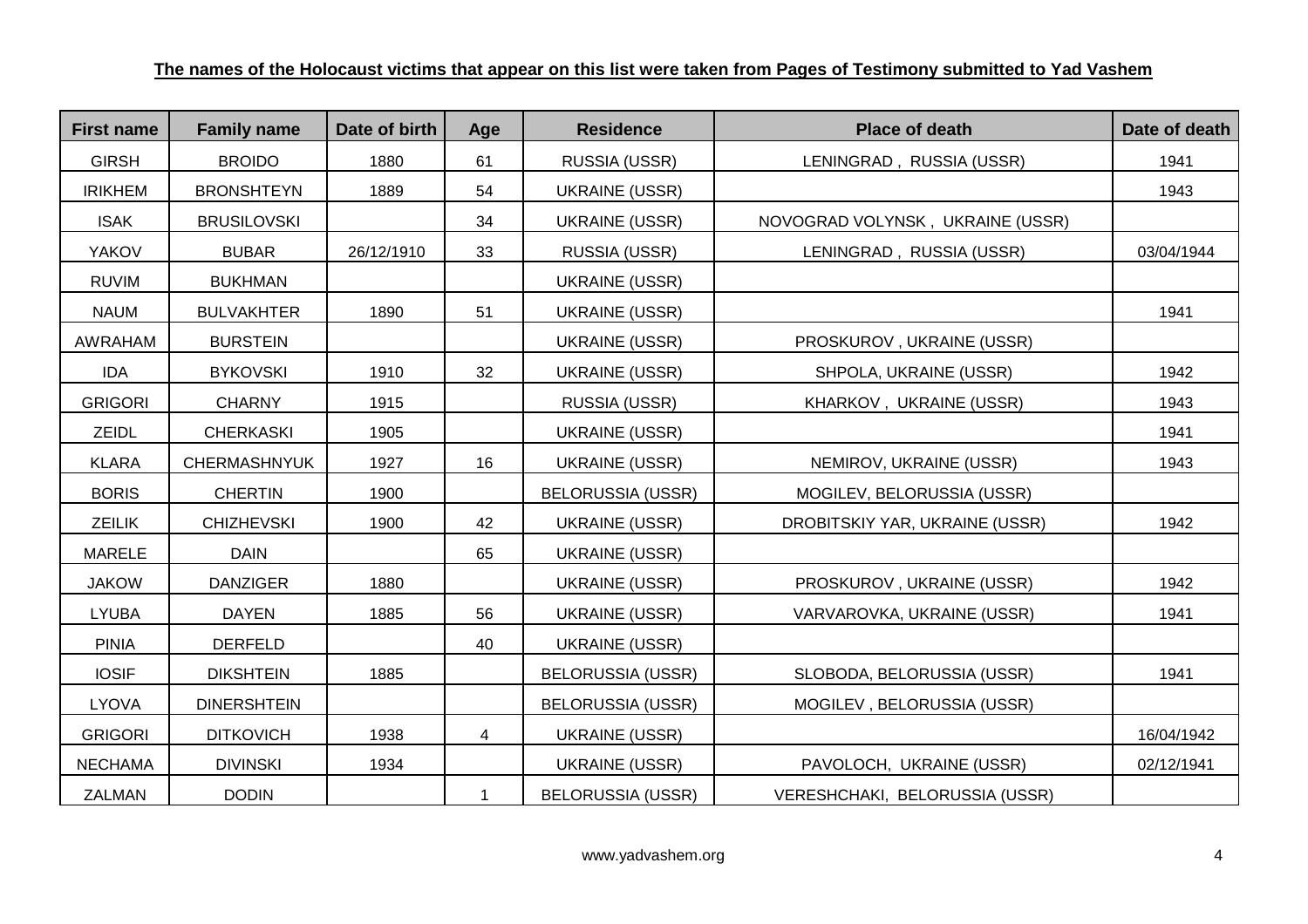**The names of the Holocaust victims that appear on this list were taken from Pages of Testimony submitted to Yad Vashem**

| First name | Family name | Date of birth | Age | Residence | Place of death | Date of death |
|---|---|---|---|---|---|---|
| GIRSH | BROIDO | 1880 | 61 | RUSSIA (USSR) | LENINGRAD , RUSSIA (USSR) | 1941 |
| IRIKHEM | BRONSHTEYN | 1889 | 54 | UKRAINE (USSR) | | 1943 |
| ISAK | BRUSILOVSKI | | 34 | UKRAINE (USSR) | NOVOGRAD VOLYNSK , UKRAINE (USSR) | |
| YAKOV | BUBAR | 26/12/1910 | 33 | RUSSIA (USSR) | LENINGRAD , RUSSIA (USSR) | 03/04/1944 |
| RUVIM | BUKHMAN | | | UKRAINE (USSR) | | |
| NAUM | BULVAKHTER | 1890 | 51 | UKRAINE (USSR) | | 1941 |
| AWRAHAM | BURSTEIN | | | UKRAINE (USSR) | PROSKUROV , UKRAINE (USSR) | |
| IDA | BYKOVSKI | 1910 | 32 | UKRAINE (USSR) | SHPOLA, UKRAINE (USSR) | 1942 |
| GRIGORI | CHARNY | 1915 | | RUSSIA (USSR) | KHARKOV , UKRAINE (USSR) | 1943 |
| ZEIDL | CHERKASKI | 1905 | | UKRAINE (USSR) | | 1941 |
| KLARA | CHERMASHNYUK | 1927 | 16 | UKRAINE (USSR) | NEMIROV, UKRAINE (USSR) | 1943 |
| BORIS | CHERTIN | 1900 | | BELORUSSIA (USSR) | MOGILEV, BELORUSSIA (USSR) | |
| ZEILIK | CHIZHEVSKI | 1900 | 42 | UKRAINE (USSR) | DROBITSKIY YAR, UKRAINE (USSR) | 1942 |
| MARELE | DAIN | | 65 | UKRAINE (USSR) | | |
| JAKOW | DANZIGER | 1880 | | UKRAINE (USSR) | PROSKUROV , UKRAINE (USSR) | 1942 |
| LYUBA | DAYEN | 1885 | 56 | UKRAINE (USSR) | VARVAROVKA, UKRAINE (USSR) | 1941 |
| PINIA | DERFELD | | 40 | UKRAINE (USSR) | | |
| IOSIF | DIKSHTEIN | 1885 | | BELORUSSIA (USSR) | SLOBODA, BELORUSSIA (USSR) | 1941 |
| LYOVA | DINERSHTEIN | | | BELORUSSIA (USSR) | MOGILEV , BELORUSSIA (USSR) | |
| GRIGORI | DITKOVICH | 1938 | 4 | UKRAINE (USSR) | | 16/04/1942 |
| NECHAMA | DIVINSKI | 1934 | | UKRAINE (USSR) | PAVOLOCH, UKRAINE (USSR) | 02/12/1941 |
| ZALMAN | DODIN | | 1 | BELORUSSIA (USSR) | VERESHCHAKI, BELORUSSIA (USSR) | |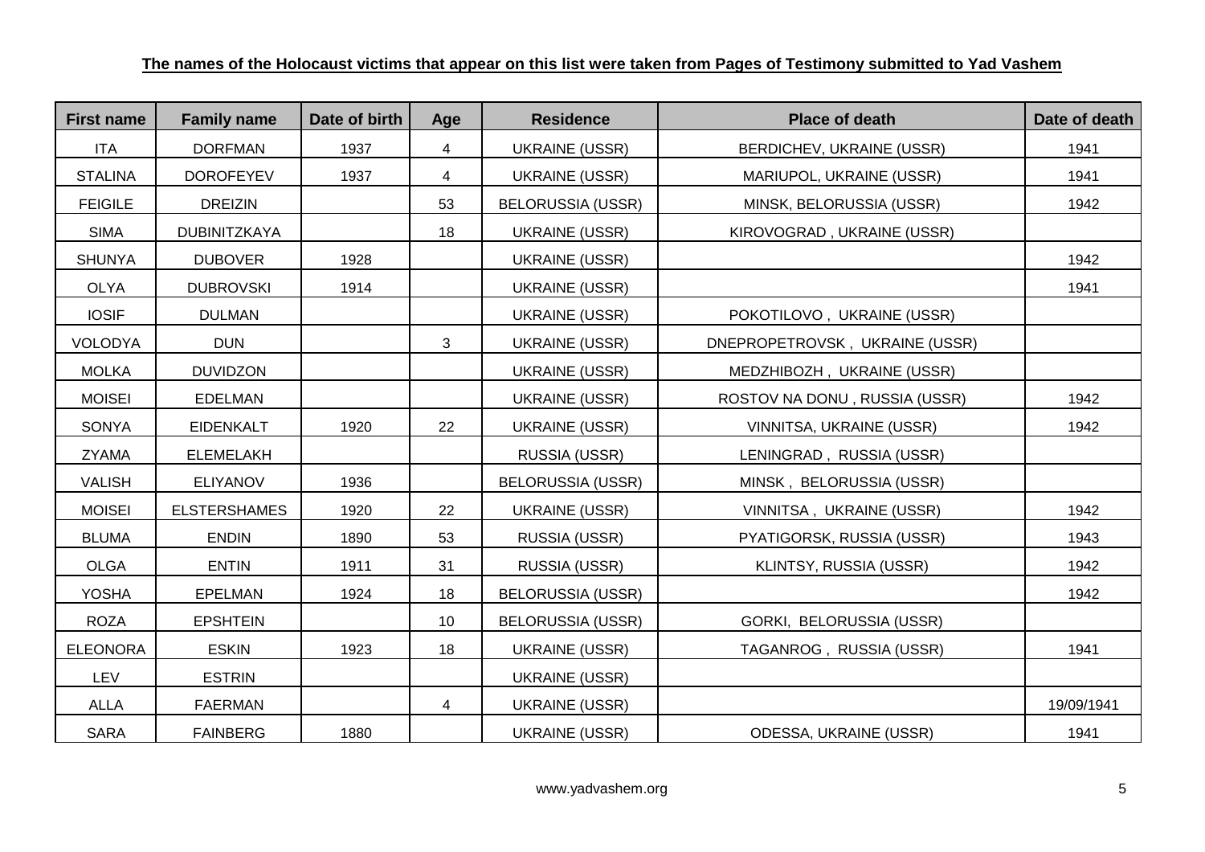**The names of the Holocaust victims that appear on this list were taken from Pages of Testimony submitted to Yad Vashem**

| First name | Family name | Date of birth | Age | Residence | Place of death | Date of death |
|---|---|---|---|---|---|---|
| ITA | DORFMAN | 1937 | 4 | UKRAINE (USSR) | BERDICHEV, UKRAINE (USSR) | 1941 |
| STALINA | DOROFEYEV | 1937 | 4 | UKRAINE (USSR) | MARIUPOL, UKRAINE (USSR) | 1941 |
| FEIGILE | DREIZIN | | 53 | BELORUSSIA (USSR) | MINSK, BELORUSSIA (USSR) | 1942 |
| SIMA | DUBINITZKAYA | | 18 | UKRAINE (USSR) | KIROVOGRAD , UKRAINE (USSR) | |
| SHUNYA | DUBOVER | 1928 | | UKRAINE (USSR) | | 1942 |
| OLYA | DUBROVSKI | 1914 | | UKRAINE (USSR) | | 1941 |
| IOSIF | DULMAN | | | UKRAINE (USSR) | POKOTILOVO , UKRAINE (USSR) | |
| VOLODYA | DUN | | 3 | UKRAINE (USSR) | DNEPROPETROVSK , UKRAINE (USSR) | |
| MOLKA | DUVIDZON | | | UKRAINE (USSR) | MEDZHIBOZH , UKRAINE (USSR) | |
| MOISEI | EDELMAN | | | UKRAINE (USSR) | ROSTOV NA DONU , RUSSIA (USSR) | 1942 |
| SONYA | EIDENKALT | 1920 | 22 | UKRAINE (USSR) | VINNITSA, UKRAINE (USSR) | 1942 |
| ZYAMA | ELEMELAKH | | | RUSSIA (USSR) | LENINGRAD , RUSSIA (USSR) | |
| VALISH | ELIYANOV | 1936 | | BELORUSSIA (USSR) | MINSK , BELORUSSIA (USSR) | |
| MOISEI | ELSTERSHAMES | 1920 | 22 | UKRAINE (USSR) | VINNITSA , UKRAINE (USSR) | 1942 |
| BLUMA | ENDIN | 1890 | 53 | RUSSIA (USSR) | PYATIGORSK, RUSSIA (USSR) | 1943 |
| OLGA | ENTIN | 1911 | 31 | RUSSIA (USSR) | KLINTSY, RUSSIA (USSR) | 1942 |
| YOSHA | EPELMAN | 1924 | 18 | BELORUSSIA (USSR) | | 1942 |
| ROZA | EPSHTEIN | | 10 | BELORUSSIA (USSR) | GORKI, BELORUSSIA (USSR) | |
| ELEONORA | ESKIN | 1923 | 18 | UKRAINE (USSR) | TAGANROG , RUSSIA (USSR) | 1941 |
| LEV | ESTRIN | | | UKRAINE (USSR) | | |
| ALLA | FAERMAN | | 4 | UKRAINE (USSR) | | 19/09/1941 |
| SARA | FAINBERG | 1880 | | UKRAINE (USSR) | ODESSA, UKRAINE (USSR) | 1941 |

www.yadvashem.org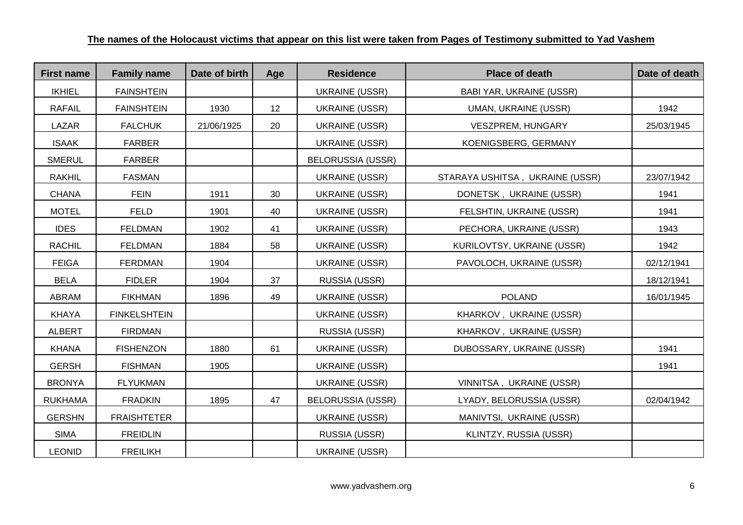**The names of the Holocaust victims that appear on this list were taken from Pages of Testimony submitted to Yad Vashem**

| First name | Family name | Date of birth | Age | Residence | Place of death | Date of death |
|---|---|---|---|---|---|---|
| IKHIEL | FAINSHTEIN | | | UKRAINE (USSR) | BABI YAR, UKRAINE (USSR) | |
| RAFAIL | FAINSHTEIN | 1930 | 12 | UKRAINE (USSR) | UMAN, UKRAINE (USSR) | 1942 |
| LAZAR | FALCHUK | 21/06/1925 | 20 | UKRAINE (USSR) | VESZPREM, HUNGARY | 25/03/1945 |
| ISAAK | FARBER | | | UKRAINE (USSR) | KOENIGSBERG, GERMANY | |
| SMERUL | FARBER | | | BELORUSSIA (USSR) | | |
| RAKHIL | FASMAN | | | UKRAINE (USSR) | STARAYA USHITSA , UKRAINE (USSR) | 23/07/1942 |
| CHANA | FEIN | 1911 | 30 | UKRAINE (USSR) | DONETSK , UKRAINE (USSR) | 1941 |
| MOTEL | FELD | 1901 | 40 | UKRAINE (USSR) | FELSHTIN, UKRAINE (USSR) | 1941 |
| IDES | FELDMAN | 1902 | 41 | UKRAINE (USSR) | PECHORA, UKRAINE (USSR) | 1943 |
| RACHIL | FELDMAN | 1884 | 58 | UKRAINE (USSR) | KURILOVTSY, UKRAINE (USSR) | 1942 |
| FEIGA | FERDMAN | 1904 | | UKRAINE (USSR) | PAVOLOCH, UKRAINE (USSR) | 02/12/1941 |
| BELA | FIDLER | 1904 | 37 | RUSSIA (USSR) | | 18/12/1941 |
| ABRAM | FIKHMAN | 1896 | 49 | UKRAINE (USSR) | POLAND | 16/01/1945 |
| KHAYA | FINKELSHTEIN | | | UKRAINE (USSR) | KHARKOV , UKRAINE (USSR) | |
| ALBERT | FIRDMAN | | | RUSSIA (USSR) | KHARKOV , UKRAINE (USSR) | |
| KHANA | FISHENZON | 1880 | 61 | UKRAINE (USSR) | DUBOSSARY, UKRAINE (USSR) | 1941 |
| GERSH | FISHMAN | 1905 | | UKRAINE (USSR) | | 1941 |
| BRONYA | FLYUKMAN | | | UKRAINE (USSR) | VINNITSA , UKRAINE (USSR) | |
| RUKHAMA | FRADKIN | 1895 | 47 | BELORUSSIA (USSR) | LYADY, BELORUSSIA (USSR) | 02/04/1942 |
| GERSHN | FRAISHTETER | | | UKRAINE (USSR) | MANIVTSI, UKRAINE (USSR) | |
| SIMA | FREIDLIN | | | RUSSIA (USSR) | KLINTZY, RUSSIA (USSR) | |
| LEONID | FREILIKH | | | UKRAINE (USSR) | | |

www.yadvashem.org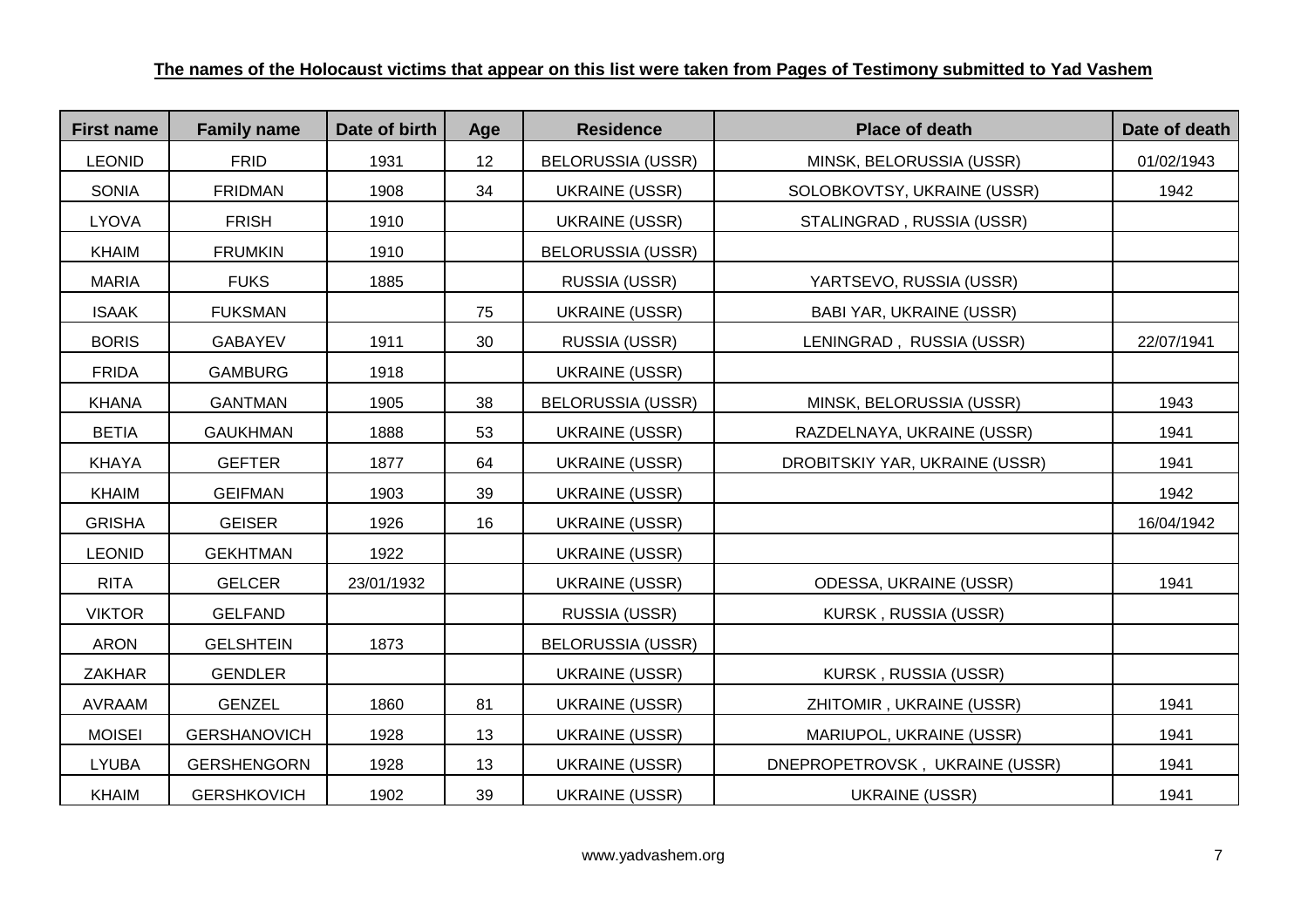**The names of the Holocaust victims that appear on this list were taken from Pages of Testimony submitted to Yad Vashem**

| First name | Family name | Date of birth | Age | Residence | Place of death | Date of death |
|---|---|---|---|---|---|---|
| LEONID | FRID | 1931 | 12 | BELORUSSIA (USSR) | MINSK, BELORUSSIA (USSR) | 01/02/1943 |
| SONIA | FRIDMAN | 1908 | 34 | UKRAINE (USSR) | SOLOBKOVTSY, UKRAINE (USSR) | 1942 |
| LYOVA | FRISH | 1910 | | UKRAINE (USSR) | STALINGRAD , RUSSIA (USSR) | |
| KHAIM | FRUMKIN | 1910 | | BELORUSSIA (USSR) | | |
| MARIA | FUKS | 1885 | | RUSSIA (USSR) | YARTSEVO, RUSSIA (USSR) | |
| ISAAK | FUKSMAN | | 75 | UKRAINE (USSR) | BABI YAR, UKRAINE (USSR) | |
| BORIS | GABAYEV | 1911 | 30 | RUSSIA (USSR) | LENINGRAD , RUSSIA (USSR) | 22/07/1941 |
| FRIDA | GAMBURG | 1918 | | UKRAINE (USSR) | | |
| KHANA | GANTMAN | 1905 | 38 | BELORUSSIA (USSR) | MINSK, BELORUSSIA (USSR) | 1943 |
| BETIA | GAUKHMAN | 1888 | 53 | UKRAINE (USSR) | RAZDELNAYA, UKRAINE (USSR) | 1941 |
| KHAYA | GEFTER | 1877 | 64 | UKRAINE (USSR) | DROBITSKIY YAR, UKRAINE (USSR) | 1941 |
| KHAIM | GEIFMAN | 1903 | 39 | UKRAINE (USSR) | | 1942 |
| GRISHA | GEISER | 1926 | 16 | UKRAINE (USSR) | | 16/04/1942 |
| LEONID | GEKHTMAN | 1922 | | UKRAINE (USSR) | | |
| RITA | GELCER | 23/01/1932 | | UKRAINE (USSR) | ODESSA, UKRAINE (USSR) | 1941 |
| VIKTOR | GELFAND | | | RUSSIA (USSR) | KURSK , RUSSIA (USSR) | |
| ARON | GELSHTEIN | 1873 | | BELORUSSIA (USSR) | | |
| ZAKHAR | GENDLER | | | UKRAINE (USSR) | KURSK , RUSSIA (USSR) | |
| AVRAAM | GENZEL | 1860 | 81 | UKRAINE (USSR) | ZHITOMIR , UKRAINE (USSR) | 1941 |
| MOISEI | GERSHANOVICH | 1928 | 13 | UKRAINE (USSR) | MARIUPOL, UKRAINE (USSR) | 1941 |
| LYUBA | GERSHENGORN | 1928 | 13 | UKRAINE (USSR) | DNEPROPETROVSK , UKRAINE (USSR) | 1941 |
| KHAIM | GERSHKOVICH | 1902 | 39 | UKRAINE (USSR) | UKRAINE (USSR) | 1941 |

www.yadvashem.org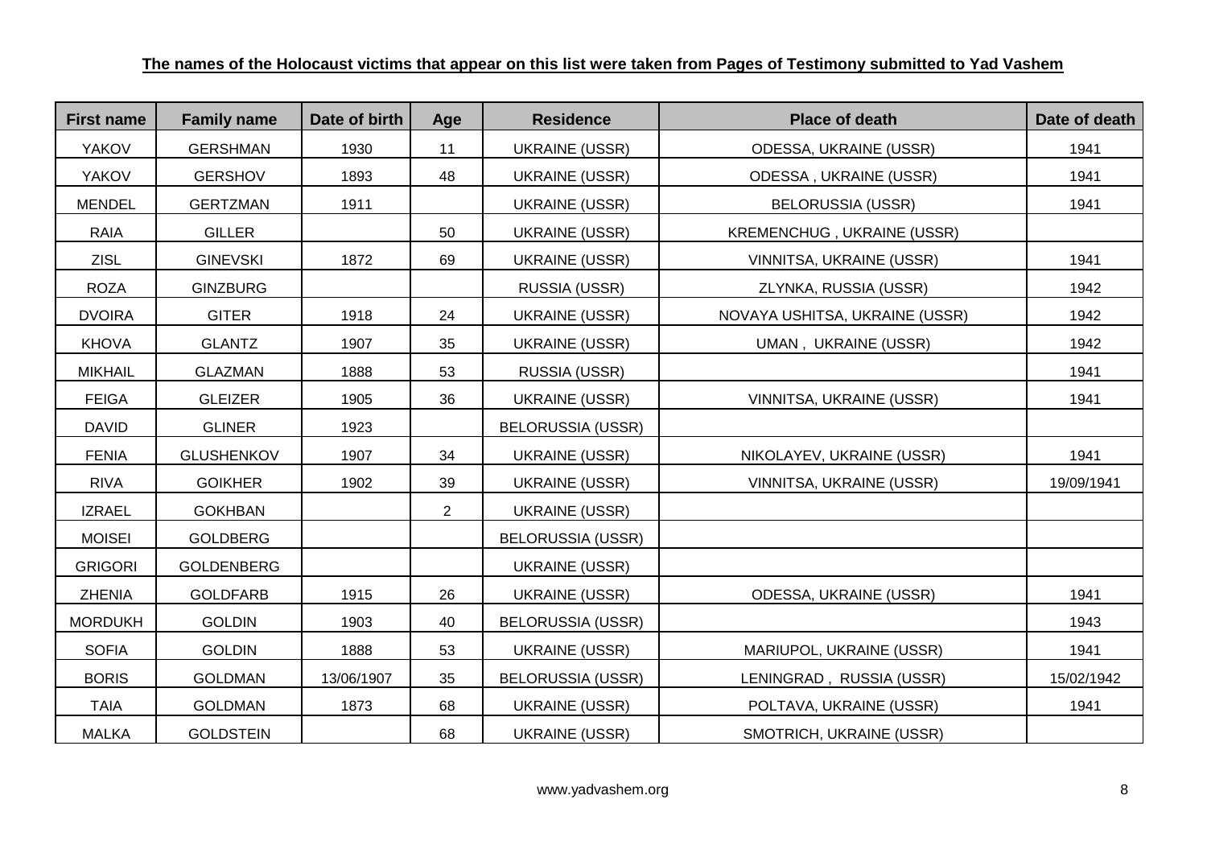**The names of the Holocaust victims that appear on this list were taken from Pages of Testimony submitted to Yad Vashem**

| First name | Family name | Date of birth | Age | Residence | Place of death | Date of death |
|---|---|---|---|---|---|---|
| YAKOV | GERSHMAN | 1930 | 11 | UKRAINE (USSR) | ODESSA, UKRAINE (USSR) | 1941 |
| YAKOV | GERSHOV | 1893 | 48 | UKRAINE (USSR) | ODESSA , UKRAINE (USSR) | 1941 |
| MENDEL | GERTZMAN | 1911 | | UKRAINE (USSR) | BELORUSSIA (USSR) | 1941 |
| RAIA | GILLER | | 50 | UKRAINE (USSR) | KREMENCHUG , UKRAINE (USSR) | |
| ZISL | GINEVSKI | 1872 | 69 | UKRAINE (USSR) | VINNITSA, UKRAINE (USSR) | 1941 |
| ROZA | GINZBURG | | | RUSSIA (USSR) | ZLYNKA, RUSSIA (USSR) | 1942 |
| DVOIRA | GITER | 1918 | 24 | UKRAINE (USSR) | NOVAYA USHITSA, UKRAINE (USSR) | 1942 |
| KHOVA | GLANTZ | 1907 | 35 | UKRAINE (USSR) | UMAN , UKRAINE (USSR) | 1942 |
| MIKHAIL | GLAZMAN | 1888 | 53 | RUSSIA (USSR) | | 1941 |
| FEIGA | GLEIZER | 1905 | 36 | UKRAINE (USSR) | VINNITSA, UKRAINE (USSR) | 1941 |
| DAVID | GLINER | 1923 | | BELORUSSIA (USSR) | | |
| FENIA | GLUSHENKOV | 1907 | 34 | UKRAINE (USSR) | NIKOLAYEV, UKRAINE (USSR) | 1941 |
| RIVA | GOIKHER | 1902 | 39 | UKRAINE (USSR) | VINNITSA, UKRAINE (USSR) | 19/09/1941 |
| IZRAEL | GOKHBAN | | 2 | UKRAINE (USSR) | | |
| MOISEI | GOLDBERG | | | BELORUSSIA (USSR) | | |
| GRIGORI | GOLDENBERG | | | UKRAINE (USSR) | | |
| ZHENIA | GOLDFARB | 1915 | 26 | UKRAINE (USSR) | ODESSA, UKRAINE (USSR) | 1941 |
| MORDUKH | GOLDIN | 1903 | 40 | BELORUSSIA (USSR) | | 1943 |
| SOFIA | GOLDIN | 1888 | 53 | UKRAINE (USSR) | MARIUPOL, UKRAINE (USSR) | 1941 |
| BORIS | GOLDMAN | 13/06/1907 | 35 | BELORUSSIA (USSR) | LENINGRAD , RUSSIA (USSR) | 15/02/1942 |
| TAIA | GOLDMAN | 1873 | 68 | UKRAINE (USSR) | POLTAVA, UKRAINE (USSR) | 1941 |
| MALKA | GOLDSTEIN | | 68 | UKRAINE (USSR) | SMOTRICH, UKRAINE (USSR) | |

www.yadvashem.org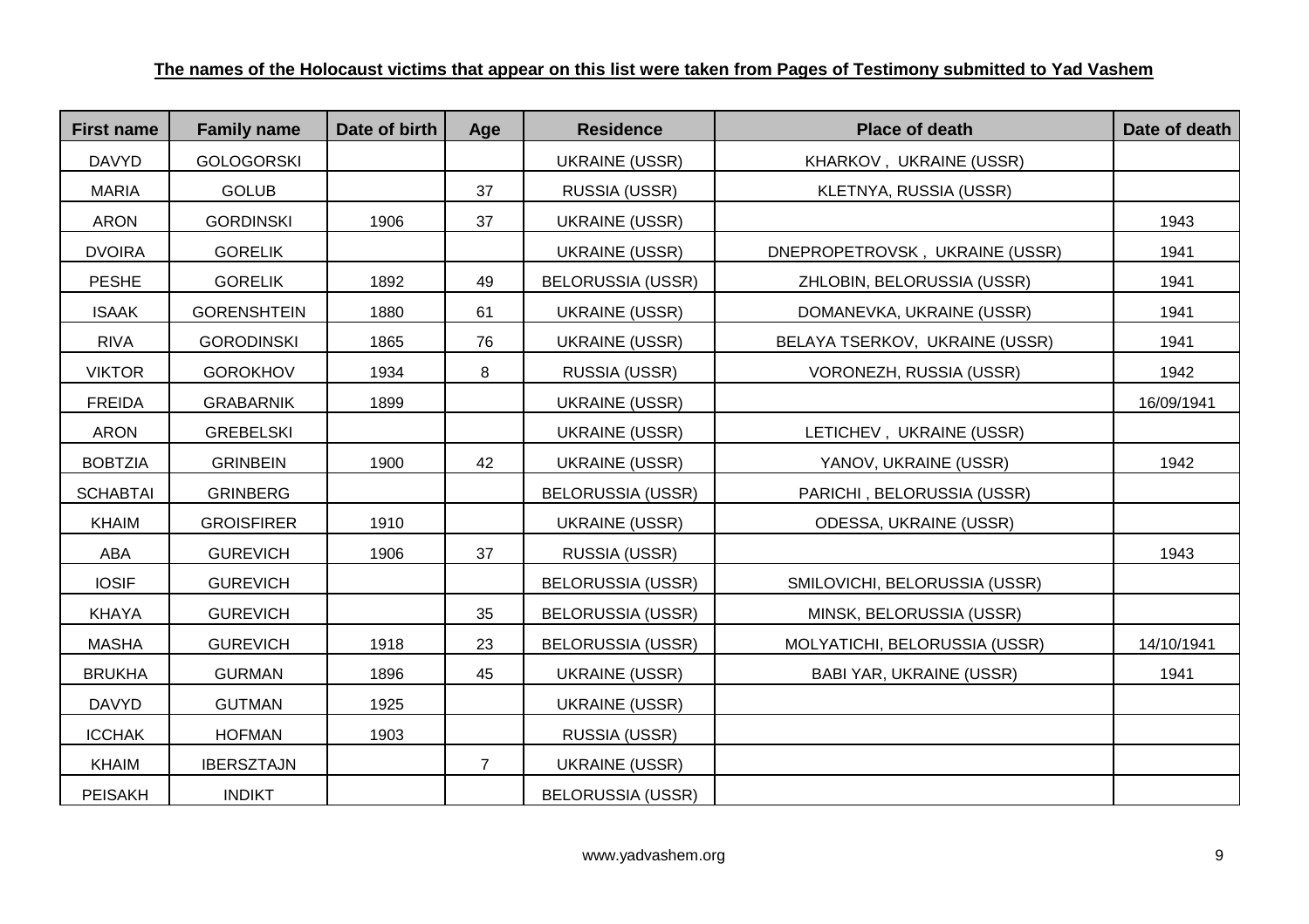**The names of the Holocaust victims that appear on this list were taken from Pages of Testimony submitted to Yad Vashem**

| First name | Family name | Date of birth | Age | Residence | Place of death | Date of death |
|---|---|---|---|---|---|---|
| DAVYD | GOLOGORSKI | | | UKRAINE (USSR) | KHARKOV , UKRAINE (USSR) | |
| MARIA | GOLUB | | 37 | RUSSIA (USSR) | KLETNYA, RUSSIA (USSR) | |
| ARON | GORDINSKI | 1906 | 37 | UKRAINE (USSR) | | 1943 |
| DVOIRA | GORELIK | | | UKRAINE (USSR) | DNEPROPETROVSK , UKRAINE (USSR) | 1941 |
| PESHE | GORELIK | 1892 | 49 | BELORUSSIA (USSR) | ZHLOBIN, BELORUSSIA (USSR) | 1941 |
| ISAAK | GORENSHTEIN | 1880 | 61 | UKRAINE (USSR) | DOMANEVKA, UKRAINE (USSR) | 1941 |
| RIVA | GORODINSKI | 1865 | 76 | UKRAINE (USSR) | BELAYA TSERKOV, UKRAINE (USSR) | 1941 |
| VIKTOR | GOROKHOV | 1934 | 8 | RUSSIA (USSR) | VORONEZH, RUSSIA (USSR) | 1942 |
| FREIDA | GRABARNIK | 1899 | | UKRAINE (USSR) | | 16/09/1941 |
| ARON | GREBELSKI | | | UKRAINE (USSR) | LETICHEV , UKRAINE (USSR) | |
| BOBTZIA | GRINBEIN | 1900 | 42 | UKRAINE (USSR) | YANOV, UKRAINE (USSR) | 1942 |
| SCHABTAI | GRINBERG | | | BELORUSSIA (USSR) | PARICHI , BELORUSSIA (USSR) | |
| KHAIM | GROISFIRER | 1910 | | UKRAINE (USSR) | ODESSA, UKRAINE (USSR) | |
| ABA | GUREVICH | 1906 | 37 | RUSSIA (USSR) | | 1943 |
| IOSIF | GUREVICH | | | BELORUSSIA (USSR) | SMILOVICHI, BELORUSSIA (USSR) | |
| KHAYA | GUREVICH | | 35 | BELORUSSIA (USSR) | MINSK, BELORUSSIA (USSR) | |
| MASHA | GUREVICH | 1918 | 23 | BELORUSSIA (USSR) | MOLYATICHI, BELORUSSIA (USSR) | 14/10/1941 |
| BRUKHA | GURMAN | 1896 | 45 | UKRAINE (USSR) | BABI YAR, UKRAINE (USSR) | 1941 |
| DAVYD | GUTMAN | 1925 | | UKRAINE (USSR) | | |
| ICCHAK | HOFMAN | 1903 | | RUSSIA (USSR) | | |
| KHAIM | IBERSZTAJN | | 7 | UKRAINE (USSR) | | |
| PEISAKH | INDIKT | | | BELORUSSIA (USSR) | | |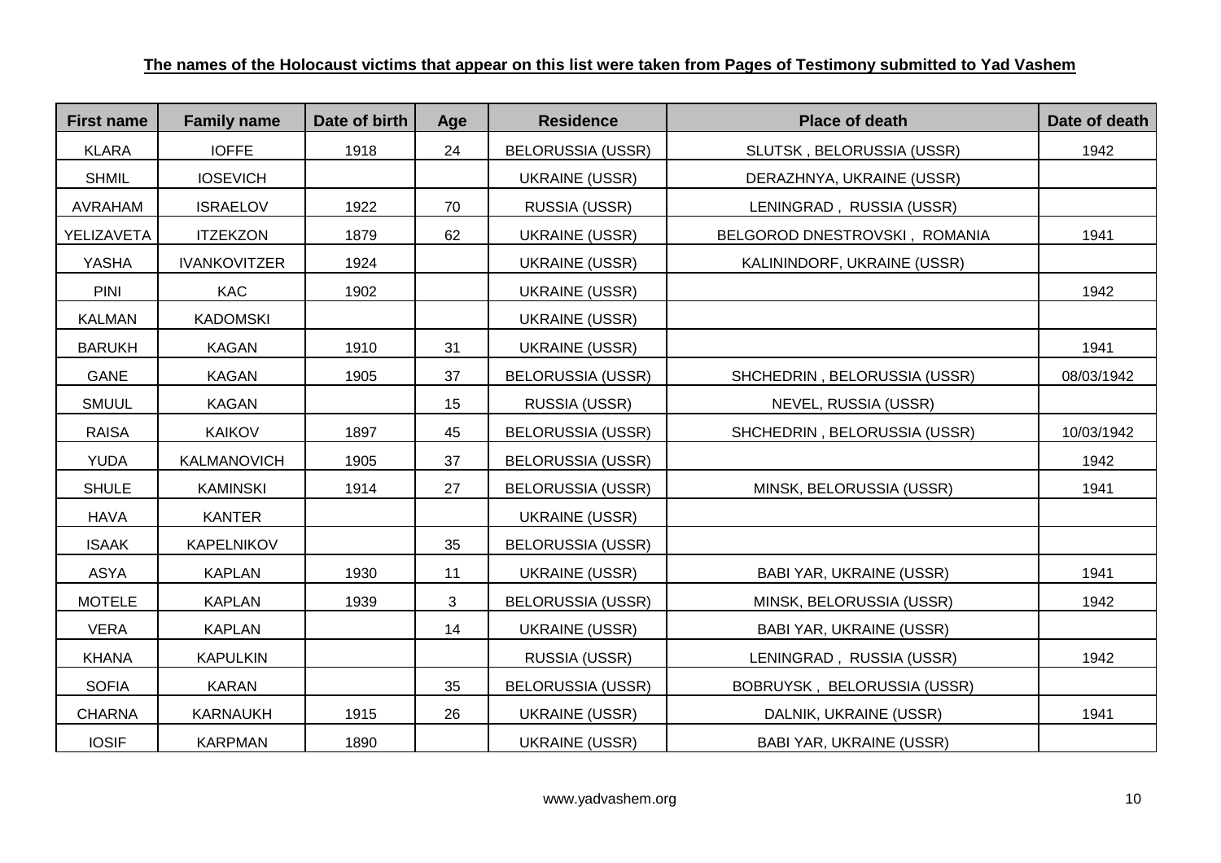**The names of the Holocaust victims that appear on this list were taken from Pages of Testimony submitted to Yad Vashem**

| First name | Family name | Date of birth | Age | Residence | Place of death | Date of death |
|---|---|---|---|---|---|---|
| KLARA | IOFFE | 1918 | 24 | BELORUSSIA (USSR) | SLUTSK , BELORUSSIA (USSR) | 1942 |
| SHMIL | IOSEVICH | | | UKRAINE (USSR) | DERAZHNYA, UKRAINE (USSR) | |
| AVRAHAM | ISRAELOV | 1922 | 70 | RUSSIA (USSR) | LENINGRAD , RUSSIA (USSR) | |
| YELIZAVETA | ITZEKZON | 1879 | 62 | UKRAINE (USSR) | BELGOROD DNESTROVSKI , ROMANIA | 1941 |
| YASHA | IVANKOVITZER | 1924 | | UKRAINE (USSR) | KALININDORF, UKRAINE (USSR) | |
| PINI | KAC | 1902 | | UKRAINE (USSR) | | 1942 |
| KALMAN | KADOMSKI | | | UKRAINE (USSR) | | |
| BARUKH | KAGAN | 1910 | 31 | UKRAINE (USSR) | | 1941 |
| GANE | KAGAN | 1905 | 37 | BELORUSSIA (USSR) | SHCHEDRIN , BELORUSSIA (USSR) | 08/03/1942 |
| SMUUL | KAGAN | | 15 | RUSSIA (USSR) | NEVEL, RUSSIA (USSR) | |
| RAISA | KAIKOV | 1897 | 45 | BELORUSSIA (USSR) | SHCHEDRIN , BELORUSSIA (USSR) | 10/03/1942 |
| YUDA | KALMANOVICH | 1905 | 37 | BELORUSSIA (USSR) | | 1942 |
| SHULE | KAMINSKI | 1914 | 27 | BELORUSSIA (USSR) | MINSK, BELORUSSIA (USSR) | 1941 |
| HAVA | KANTER | | | UKRAINE (USSR) | | |
| ISAAK | KAPELNIKOV | | 35 | BELORUSSIA (USSR) | | |
| ASYA | KAPLAN | 1930 | 11 | UKRAINE (USSR) | BABI YAR, UKRAINE (USSR) | 1941 |
| MOTELE | KAPLAN | 1939 | 3 | BELORUSSIA (USSR) | MINSK, BELORUSSIA (USSR) | 1942 |
| VERA | KAPLAN | | 14 | UKRAINE (USSR) | BABI YAR, UKRAINE (USSR) | |
| KHANA | KAPULKIN | | | RUSSIA (USSR) | LENINGRAD , RUSSIA (USSR) | 1942 |
| SOFIA | KARAN | | 35 | BELORUSSIA (USSR) | BOBRUYSK , BELORUSSIA (USSR) | |
| CHARNA | KARNAUKH | 1915 | 26 | UKRAINE (USSR) | DALNIK, UKRAINE (USSR) | 1941 |
| IOSIF | KARPMAN | 1890 | | UKRAINE (USSR) | BABI YAR, UKRAINE (USSR) | |

www.yadvashem.org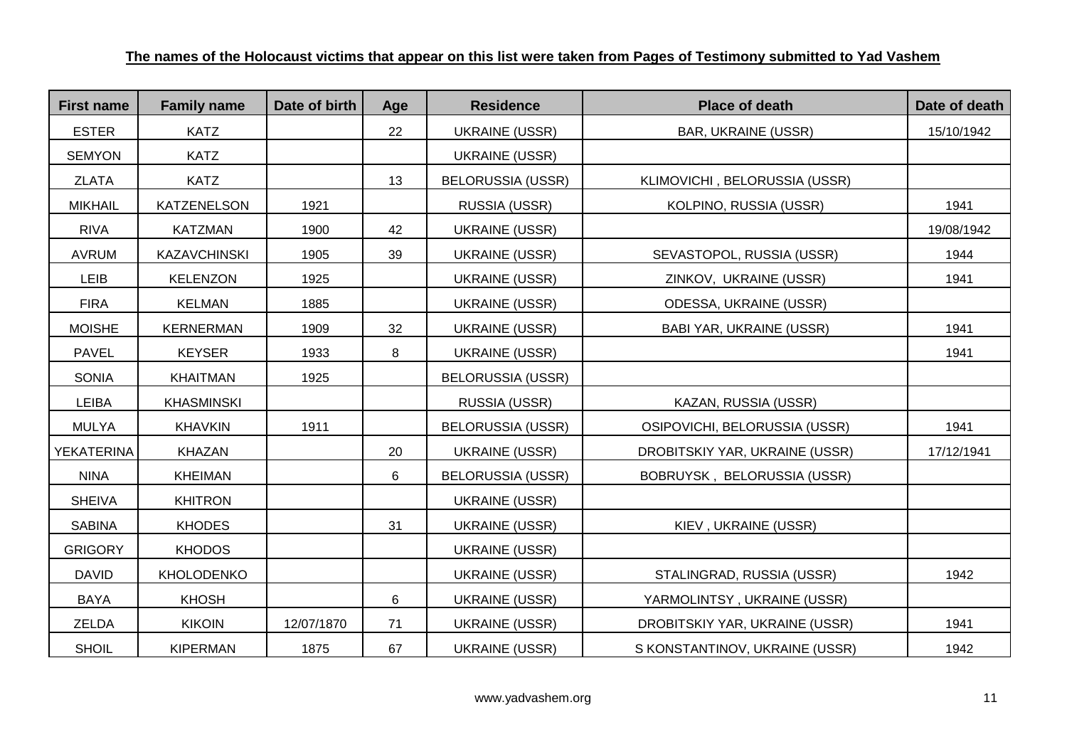**The names of the Holocaust victims that appear on this list were taken from Pages of Testimony submitted to Yad Vashem**

| First name | Family name | Date of birth | Age | Residence | Place of death | Date of death |
|---|---|---|---|---|---|---|
| ESTER | KATZ | | 22 | UKRAINE (USSR) | BAR, UKRAINE (USSR) | 15/10/1942 |
| SEMYON | KATZ | | | UKRAINE (USSR) | | |
| ZLATA | KATZ | | 13 | BELORUSSIA (USSR) | KLIMOVICHI , BELORUSSIA (USSR) | |
| MIKHAIL | KATZENELSON | 1921 | | RUSSIA (USSR) | KOLPINO, RUSSIA (USSR) | 1941 |
| RIVA | KATZMAN | 1900 | 42 | UKRAINE (USSR) | | 19/08/1942 |
| AVRUM | KAZAVCHINSKI | 1905 | 39 | UKRAINE (USSR) | SEVASTOPOL, RUSSIA (USSR) | 1944 |
| LEIB | KELENZON | 1925 | | UKRAINE (USSR) | ZINKOV, UKRAINE (USSR) | 1941 |
| FIRA | KELMAN | 1885 | | UKRAINE (USSR) | ODESSA, UKRAINE (USSR) | |
| MOISHE | KERNERMAN | 1909 | 32 | UKRAINE (USSR) | BABI YAR, UKRAINE (USSR) | 1941 |
| PAVEL | KEYSER | 1933 | 8 | UKRAINE (USSR) | | 1941 |
| SONIA | KHAITMAN | 1925 | | BELORUSSIA (USSR) | | |
| LEIBA | KHASMINSKI | | | RUSSIA (USSR) | KAZAN, RUSSIA (USSR) | |
| MULYA | KHAVKIN | 1911 | | BELORUSSIA (USSR) | OSIPOVICHI, BELORUSSIA (USSR) | 1941 |
| YEKATERINA | KHAZAN | | 20 | UKRAINE (USSR) | DROBITSKIY YAR, UKRAINE (USSR) | 17/12/1941 |
| NINA | KHEIMAN | | 6 | BELORUSSIA (USSR) | BOBRUYSK , BELORUSSIA (USSR) | |
| SHEIVA | KHITRON | | | UKRAINE (USSR) | | |
| SABINA | KHODES | | 31 | UKRAINE (USSR) | KIEV , UKRAINE (USSR) | |
| GRIGORY | KHODOS | | | UKRAINE (USSR) | | |
| DAVID | KHOLODENKO | | | UKRAINE (USSR) | STALINGRAD, RUSSIA (USSR) | 1942 |
| BAYA | KHOSH | | 6 | UKRAINE (USSR) | YARMOLINTSY , UKRAINE (USSR) | |
| ZELDA | KIKOIN | 12/07/1870 | 71 | UKRAINE (USSR) | DROBITSKIY YAR, UKRAINE (USSR) | 1941 |
| SHOIL | KIPERMAN | 1875 | 67 | UKRAINE (USSR) | S KONSTANTINOV, UKRAINE (USSR) | 1942 |

www.yadvashem.org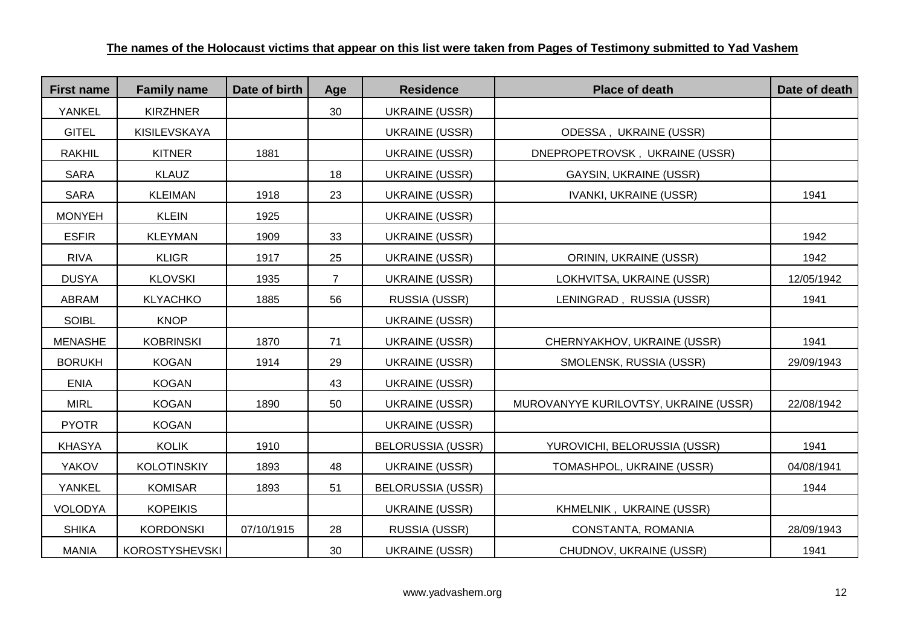**The names of the Holocaust victims that appear on this list were taken from Pages of Testimony submitted to Yad Vashem**

| First name | Family name | Date of birth | Age | Residence | Place of death | Date of death |
|---|---|---|---|---|---|---|
| YANKEL | KIRZHNER | | 30 | UKRAINE (USSR) | | |
| GITEL | KISILEVSKAYA | | | UKRAINE (USSR) | ODESSA , UKRAINE (USSR) | |
| RAKHIL | KITNER | 1881 | | UKRAINE (USSR) | DNEPROPETROVSK , UKRAINE (USSR) | |
| SARA | KLAUZ | | 18 | UKRAINE (USSR) | GAYSIN, UKRAINE (USSR) | |
| SARA | KLEIMAN | 1918 | 23 | UKRAINE (USSR) | IVANKI, UKRAINE (USSR) | 1941 |
| MONYEH | KLEIN | 1925 | | UKRAINE (USSR) | | |
| ESFIR | KLEYMAN | 1909 | 33 | UKRAINE (USSR) | | 1942 |
| RIVA | KLIGR | 1917 | 25 | UKRAINE (USSR) | ORININ, UKRAINE (USSR) | 1942 |
| DUSYA | KLOVSKI | 1935 | 7 | UKRAINE (USSR) | LOKHVITSA, UKRAINE (USSR) | 12/05/1942 |
| ABRAM | KLYACHKO | 1885 | 56 | RUSSIA (USSR) | LENINGRAD , RUSSIA (USSR) | 1941 |
| SOIBL | KNOP | | | UKRAINE (USSR) | | |
| MENASHE | KOBRINSKI | 1870 | 71 | UKRAINE (USSR) | CHERNYAKHOV, UKRAINE (USSR) | 1941 |
| BORUKH | KOGAN | 1914 | 29 | UKRAINE (USSR) | SMOLENSK, RUSSIA (USSR) | 29/09/1943 |
| ENIA | KOGAN | | 43 | UKRAINE (USSR) | | |
| MIRL | KOGAN | 1890 | 50 | UKRAINE (USSR) | MUROVANYYE KURILOVTSY, UKRAINE (USSR) | 22/08/1942 |
| PYOTR | KOGAN | | | UKRAINE (USSR) | | |
| KHASYA | KOLIK | 1910 | | BELORUSSIA (USSR) | YUROVICHI, BELORUSSIA (USSR) | 1941 |
| YAKOV | KOLOTINSKIY | 1893 | 48 | UKRAINE (USSR) | TOMASHPOL, UKRAINE (USSR) | 04/08/1941 |
| YANKEL | KOMISAR | 1893 | 51 | BELORUSSIA (USSR) | | 1944 |
| VOLODYA | KOPEIKIS | | | UKRAINE (USSR) | KHMELNIK , UKRAINE (USSR) | |
| SHIKA | KORDONSKI | 07/10/1915 | 28 | RUSSIA (USSR) | CONSTANTA, ROMANIA | 28/09/1943 |
| MANIA | KOROSTYSHEVSKI | | 30 | UKRAINE (USSR) | CHUDNOV, UKRAINE (USSR) | 1941 |

www.yadvashem.org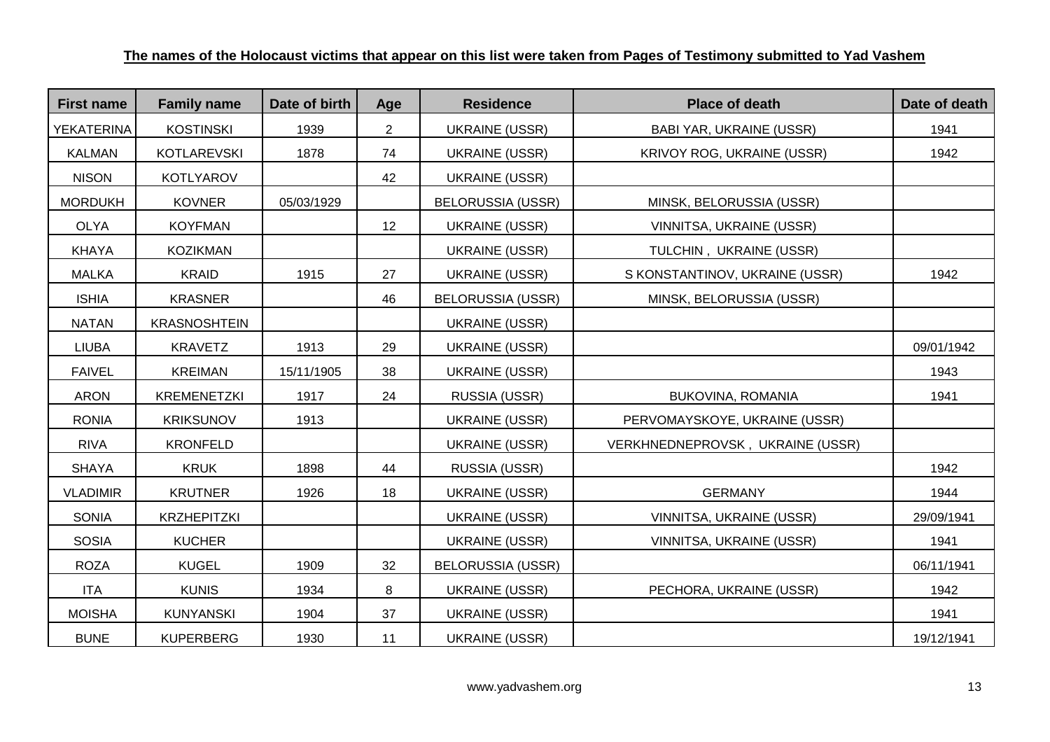**The names of the Holocaust victims that appear on this list were taken from Pages of Testimony submitted to Yad Vashem**

| First name | Family name | Date of birth | Age | Residence | Place of death | Date of death |
|---|---|---|---|---|---|---|
| YEKATERINA | KOSTINSKI | 1939 | 2 | UKRAINE (USSR) | BABI YAR, UKRAINE (USSR) | 1941 |
| KALMAN | KOTLAREVSKI | 1878 | 74 | UKRAINE (USSR) | KRIVOY ROG, UKRAINE (USSR) | 1942 |
| NISON | KOTLYAROV | | 42 | UKRAINE (USSR) | | |
| MORDUKH | KOVNER | 05/03/1929 | | BELORUSSIA (USSR) | MINSK, BELORUSSIA (USSR) | |
| OLYA | KOYFMAN | | 12 | UKRAINE (USSR) | VINNITSA, UKRAINE (USSR) | |
| KHAYA | KOZIKMAN | | | UKRAINE (USSR) | TULCHIN , UKRAINE (USSR) | |
| MALKA | KRAID | 1915 | 27 | UKRAINE (USSR) | S KONSTANTINOV, UKRAINE (USSR) | 1942 |
| ISHIA | KRASNER | | 46 | BELORUSSIA (USSR) | MINSK, BELORUSSIA (USSR) | |
| NATAN | KRASNOSHTEIN | | | UKRAINE (USSR) | | |
| LIUBA | KRAVETZ | 1913 | 29 | UKRAINE (USSR) | | 09/01/1942 |
| FAIVEL | KREIMAN | 15/11/1905 | 38 | UKRAINE (USSR) | | 1943 |
| ARON | KREMENETZKI | 1917 | 24 | RUSSIA (USSR) | BUKOVINA, ROMANIA | 1941 |
| RONIA | KRIKSUNOV | 1913 | | UKRAINE (USSR) | PERVOMAYSKOYE, UKRAINE (USSR) | |
| RIVA | KRONFELD | | | UKRAINE (USSR) | VERKHNEDNEPROVSK , UKRAINE (USSR) | |
| SHAYA | KRUK | 1898 | 44 | RUSSIA (USSR) | | 1942 |
| VLADIMIR | KRUTNER | 1926 | 18 | UKRAINE (USSR) | GERMANY | 1944 |
| SONIA | KRZHEPITZKI | | | UKRAINE (USSR) | VINNITSA, UKRAINE (USSR) | 29/09/1941 |
| SOSIA | KUCHER | | | UKRAINE (USSR) | VINNITSA, UKRAINE (USSR) | 1941 |
| ROZA | KUGEL | 1909 | 32 | BELORUSSIA (USSR) | | 06/11/1941 |
| ITA | KUNIS | 1934 | 8 | UKRAINE (USSR) | PECHORA, UKRAINE (USSR) | 1942 |
| MOISHA | KUNYANSKI | 1904 | 37 | UKRAINE (USSR) | | 1941 |
| BUNE | KUPERBERG | 1930 | 11 | UKRAINE (USSR) | | 19/12/1941 |

www.yadvashem.org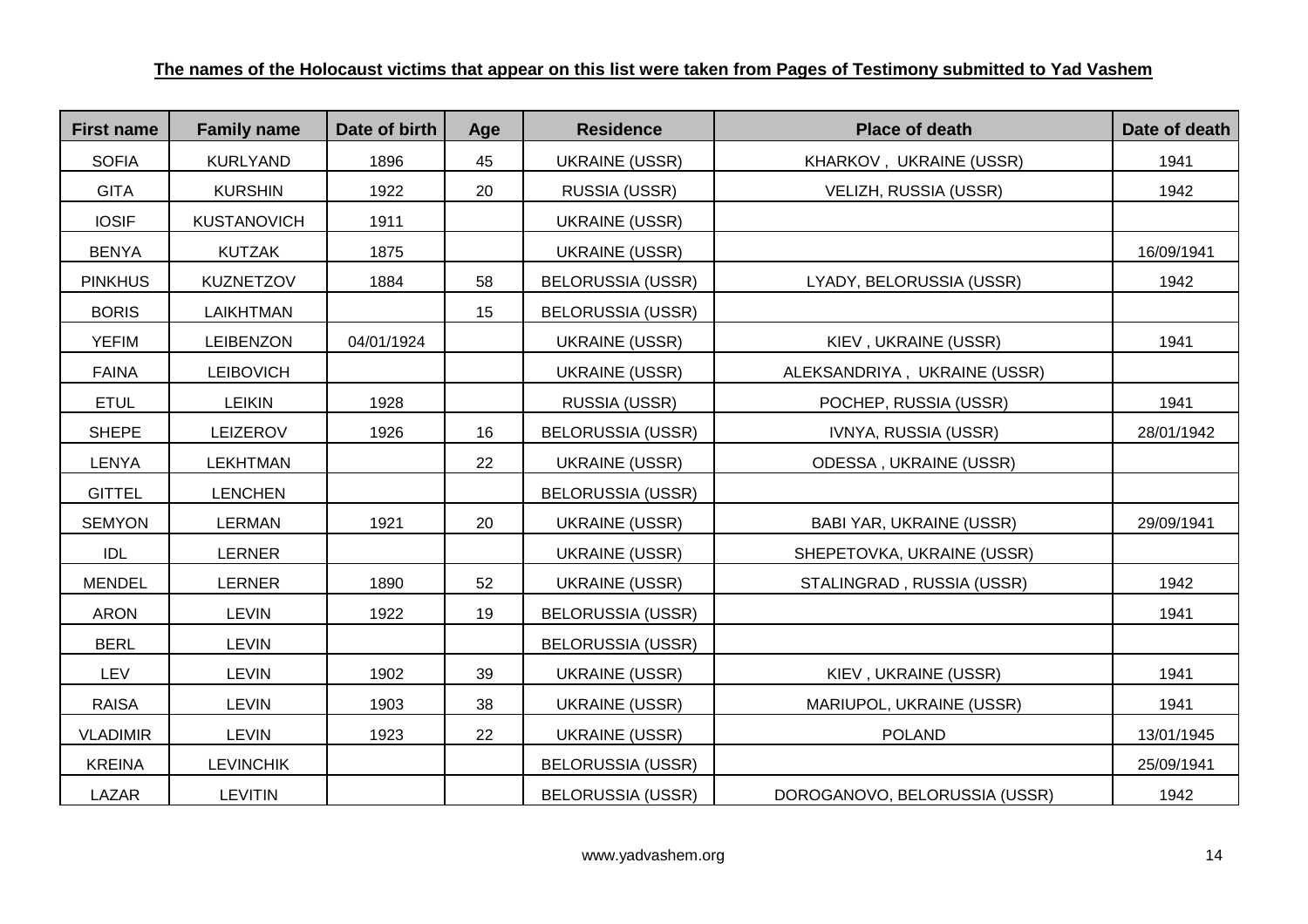**The names of the Holocaust victims that appear on this list were taken from Pages of Testimony submitted to Yad Vashem**

| First name | Family name | Date of birth | Age | Residence | Place of death | Date of death |
|---|---|---|---|---|---|---|
| SOFIA | KURLYAND | 1896 | 45 | UKRAINE (USSR) | KHARKOV , UKRAINE (USSR) | 1941 |
| GITA | KURSHIN | 1922 | 20 | RUSSIA (USSR) | VELIZH, RUSSIA (USSR) | 1942 |
| IOSIF | KUSTANOVICH | 1911 | | UKRAINE (USSR) | | |
| BENYA | KUTZAK | 1875 | | UKRAINE (USSR) | | 16/09/1941 |
| PINKHUS | KUZNETZOV | 1884 | 58 | BELORUSSIA (USSR) | LYADY, BELORUSSIA (USSR) | 1942 |
| BORIS | LAIKHTMAN | | 15 | BELORUSSIA (USSR) | | |
| YEFIM | LEIBENZON | 04/01/1924 | | UKRAINE (USSR) | KIEV , UKRAINE (USSR) | 1941 |
| FAINA | LEIBOVICH | | | UKRAINE (USSR) | ALEKSANDRIYA , UKRAINE (USSR) | |
| ETUL | LEIKIN | 1928 | | RUSSIA (USSR) | POCHEP, RUSSIA (USSR) | 1941 |
| SHEPE | LEIZEROV | 1926 | 16 | BELORUSSIA (USSR) | IVNYA, RUSSIA (USSR) | 28/01/1942 |
| LENYA | LEKHTMAN | | 22 | UKRAINE (USSR) | ODESSA , UKRAINE (USSR) | |
| GITTEL | LENCHEN | | | BELORUSSIA (USSR) | | |
| SEMYON | LERMAN | 1921 | 20 | UKRAINE (USSR) | BABI YAR, UKRAINE (USSR) | 29/09/1941 |
| IDL | LERNER | | | UKRAINE (USSR) | SHEPETOVKA, UKRAINE (USSR) | |
| MENDEL | LERNER | 1890 | 52 | UKRAINE (USSR) | STALINGRAD , RUSSIA (USSR) | 1942 |
| ARON | LEVIN | 1922 | 19 | BELORUSSIA (USSR) | | 1941 |
| BERL | LEVIN | | | BELORUSSIA (USSR) | | |
| LEV | LEVIN | 1902 | 39 | UKRAINE (USSR) | KIEV , UKRAINE (USSR) | 1941 |
| RAISA | LEVIN | 1903 | 38 | UKRAINE (USSR) | MARIUPOL, UKRAINE (USSR) | 1941 |
| VLADIMIR | LEVIN | 1923 | 22 | UKRAINE (USSR) | POLAND | 13/01/1945 |
| KREINA | LEVINCHIK | | | BELORUSSIA (USSR) | | 25/09/1941 |
| LAZAR | LEVITIN | | | BELORUSSIA (USSR) | DOROGANOVO, BELORUSSIA (USSR) | 1942 |

www.yadvashem.org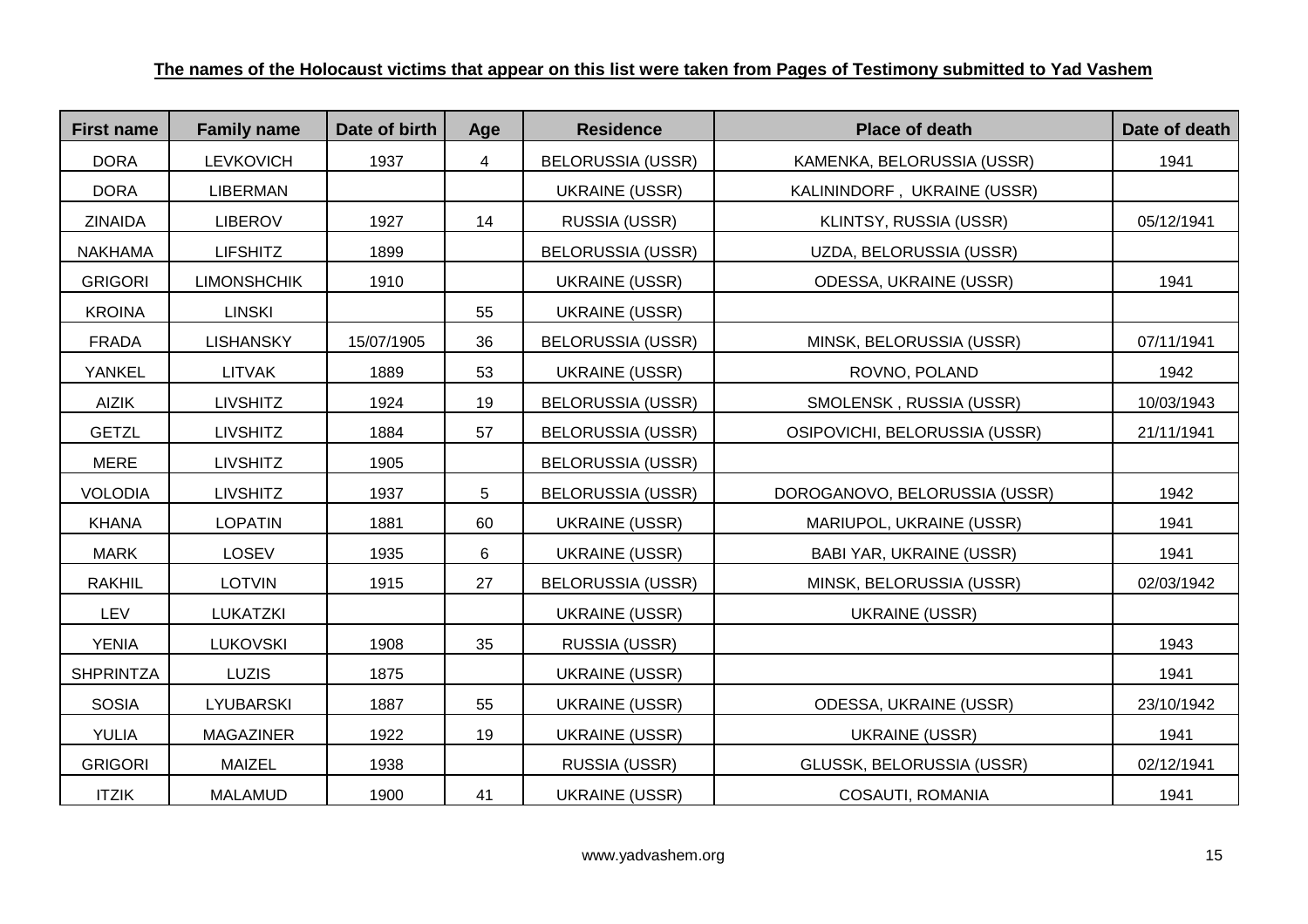**The names of the Holocaust victims that appear on this list were taken from Pages of Testimony submitted to Yad Vashem**

| First name | Family name | Date of birth | Age | Residence | Place of death | Date of death |
|---|---|---|---|---|---|---|
| DORA | LEVKOVICH | 1937 | 4 | BELORUSSIA (USSR) | KAMENKA, BELORUSSIA (USSR) | 1941 |
| DORA | LIBERMAN | | | UKRAINE (USSR) | KALININDORF , UKRAINE (USSR) | |
| ZINAIDA | LIBEROV | 1927 | 14 | RUSSIA (USSR) | KLINTSY, RUSSIA (USSR) | 05/12/1941 |
| NAKHAMA | LIFSHITZ | 1899 | | BELORUSSIA (USSR) | UZDA, BELORUSSIA (USSR) | |
| GRIGORI | LIMONSHCHIK | 1910 | | UKRAINE (USSR) | ODESSA, UKRAINE (USSR) | 1941 |
| KROINA | LINSKI | | 55 | UKRAINE (USSR) | | |
| FRADA | LISHANSKY | 15/07/1905 | 36 | BELORUSSIA (USSR) | MINSK, BELORUSSIA (USSR) | 07/11/1941 |
| YANKEL | LITVAK | 1889 | 53 | UKRAINE (USSR) | ROVNO, POLAND | 1942 |
| AIZIK | LIVSHITZ | 1924 | 19 | BELORUSSIA (USSR) | SMOLENSK , RUSSIA (USSR) | 10/03/1943 |
| GETZL | LIVSHITZ | 1884 | 57 | BELORUSSIA (USSR) | OSIPOVICHI, BELORUSSIA (USSR) | 21/11/1941 |
| MERE | LIVSHITZ | 1905 | | BELORUSSIA (USSR) | | |
| VOLODIA | LIVSHITZ | 1937 | 5 | BELORUSSIA (USSR) | DOROGANOVO, BELORUSSIA (USSR) | 1942 |
| KHANA | LOPATIN | 1881 | 60 | UKRAINE (USSR) | MARIUPOL, UKRAINE (USSR) | 1941 |
| MARK | LOSEV | 1935 | 6 | UKRAINE (USSR) | BABI YAR, UKRAINE (USSR) | 1941 |
| RAKHIL | LOTVIN | 1915 | 27 | BELORUSSIA (USSR) | MINSK, BELORUSSIA (USSR) | 02/03/1942 |
| LEV | LUKATZKI | | | UKRAINE (USSR) | UKRAINE (USSR) | |
| YENIA | LUKOVSKI | 1908 | 35 | RUSSIA (USSR) | | 1943 |
| SHPRINTZA | LUZIS | 1875 | | UKRAINE (USSR) | | 1941 |
| SOSIA | LYUBARSKI | 1887 | 55 | UKRAINE (USSR) | ODESSA, UKRAINE (USSR) | 23/10/1942 |
| YULIA | MAGAZINER | 1922 | 19 | UKRAINE (USSR) | UKRAINE (USSR) | 1941 |
| GRIGORI | MAIZEL | 1938 | | RUSSIA (USSR) | GLUSSK, BELORUSSIA (USSR) | 02/12/1941 |
| ITZIK | MALAMUD | 1900 | 41 | UKRAINE (USSR) | COSAUTI, ROMANIA | 1941 |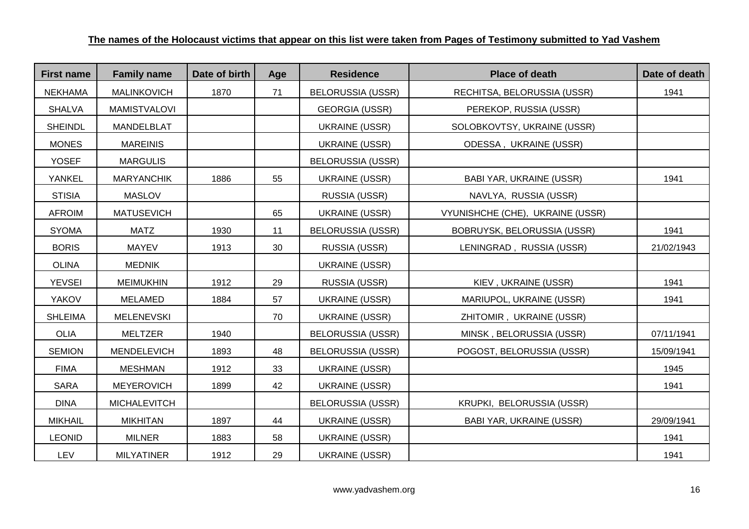**The names of the Holocaust victims that appear on this list were taken from Pages of Testimony submitted to Yad Vashem**

| First name | Family name | Date of birth | Age | Residence | Place of death | Date of death |
| --- | --- | --- | --- | --- | --- | --- |
| NEKHAMA | MALINKOVICH | 1870 | 71 | BELORUSSIA (USSR) | RECHITSA, BELORUSSIA (USSR) | 1941 |
| SHALVA | MAMISTVALOVI | | | GEORGIA (USSR) | PEREKOP, RUSSIA (USSR) | |
| SHEINDL | MANDELBLAT | | | UKRAINE (USSR) | SOLOBKOVTSY, UKRAINE (USSR) | |
| MONES | MAREINIS | | | UKRAINE (USSR) | ODESSA , UKRAINE (USSR) | |
| YOSEF | MARGULIS | | | BELORUSSIA (USSR) | | |
| YANKEL | MARYANCHIK | 1886 | 55 | UKRAINE (USSR) | BABI YAR, UKRAINE (USSR) | 1941 |
| STISIA | MASLOV | | | RUSSIA (USSR) | NAVLYA, RUSSIA (USSR) | |
| AFROIM | MATUSEVICH | | 65 | UKRAINE (USSR) | VYUNISHCHE (CHE), UKRAINE (USSR) | |
| SYOMA | MATZ | 1930 | 11 | BELORUSSIA (USSR) | BOBRUYSK, BELORUSSIA (USSR) | 1941 |
| BORIS | MAYEV | 1913 | 30 | RUSSIA (USSR) | LENINGRAD , RUSSIA (USSR) | 21/02/1943 |
| OLINA | MEDNIK | | | UKRAINE (USSR) | | |
| YEVSEI | MEIMUKHIN | 1912 | 29 | RUSSIA (USSR) | KIEV , UKRAINE (USSR) | 1941 |
| YAKOV | MELAMED | 1884 | 57 | UKRAINE (USSR) | MARIUPOL, UKRAINE (USSR) | 1941 |
| SHLEIMA | MELENEVSKI | | 70 | UKRAINE (USSR) | ZHITOMIR , UKRAINE (USSR) | |
| OLIA | MELTZER | 1940 | | BELORUSSIA (USSR) | MINSK , BELORUSSIA (USSR) | 07/11/1941 |
| SEMION | MENDELEVICH | 1893 | 48 | BELORUSSIA (USSR) | POGOST, BELORUSSIA (USSR) | 15/09/1941 |
| FIMA | MESHMAN | 1912 | 33 | UKRAINE (USSR) | | 1945 |
| SARA | MEYEROVICH | 1899 | 42 | UKRAINE (USSR) | | 1941 |
| DINA | MICHALEVITCH | | | BELORUSSIA (USSR) | KRUPKI, BELORUSSIA (USSR) | |
| MIKHAIL | MIKHITAN | 1897 | 44 | UKRAINE (USSR) | BABI YAR, UKRAINE (USSR) | 29/09/1941 |
| LEONID | MILNER | 1883 | 58 | UKRAINE (USSR) | | 1941 |
| LEV | MILYATINER | 1912 | 29 | UKRAINE (USSR) | | 1941 |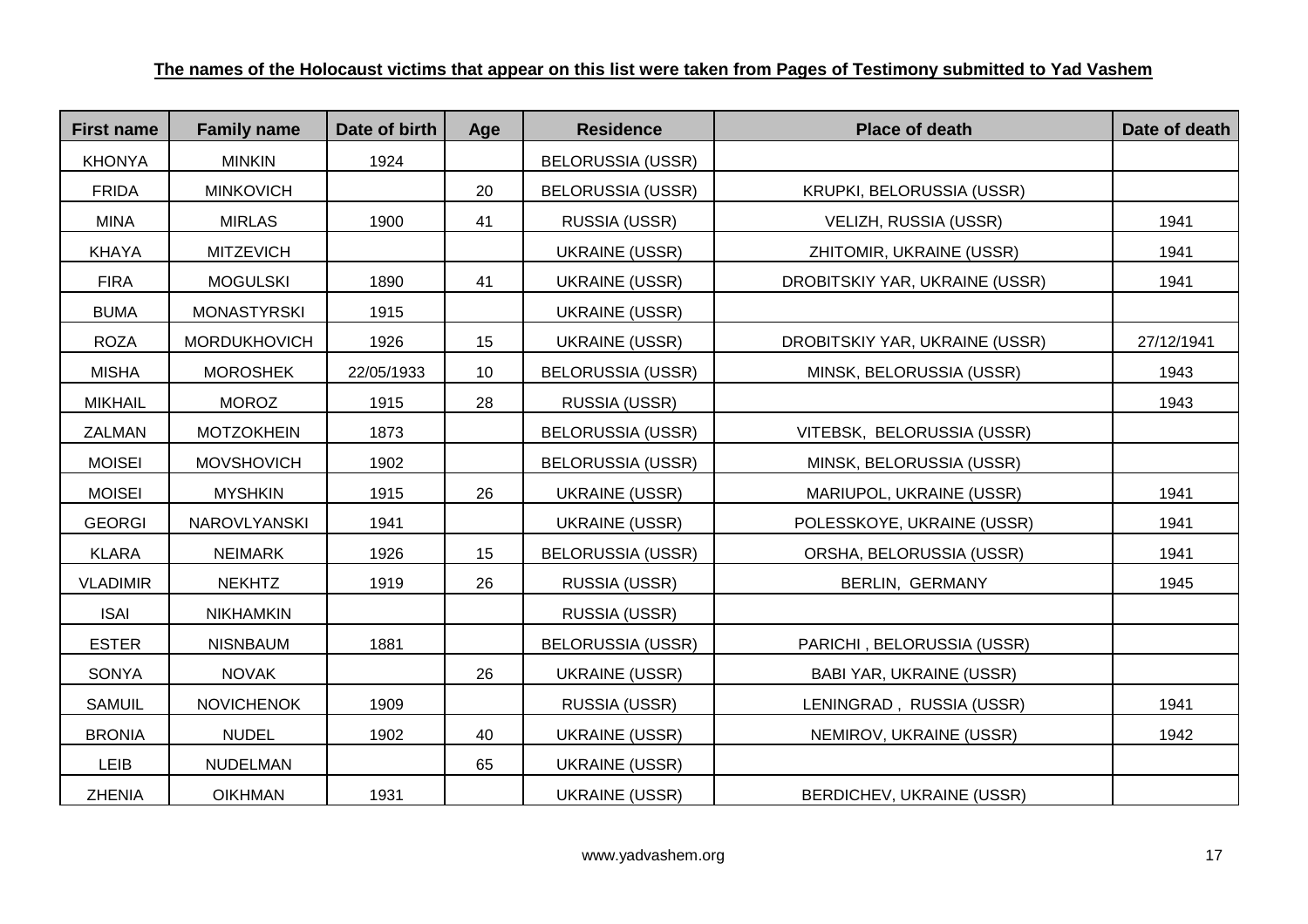**The names of the Holocaust victims that appear on this list were taken from Pages of Testimony submitted to Yad Vashem**

| First name | Family name | Date of birth | Age | Residence | Place of death | Date of death |
|---|---|---|---|---|---|---|
| KHONYA | MINKIN | 1924 | | BELORUSSIA (USSR) | | |
| FRIDA | MINKOVICH | | 20 | BELORUSSIA (USSR) | KRUPKI, BELORUSSIA (USSR) | |
| MINA | MIRLAS | 1900 | 41 | RUSSIA (USSR) | VELIZH, RUSSIA (USSR) | 1941 |
| KHAYA | MITZEVICH | | | UKRAINE (USSR) | ZHITOMIR, UKRAINE (USSR) | 1941 |
| FIRA | MOGULSKI | 1890 | 41 | UKRAINE (USSR) | DROBITSKIY YAR, UKRAINE (USSR) | 1941 |
| BUMA | MONASTYRSKI | 1915 | | UKRAINE (USSR) | | |
| ROZA | MORDUKHOVICH | 1926 | 15 | UKRAINE (USSR) | DROBITSKIY YAR, UKRAINE (USSR) | 27/12/1941 |
| MISHA | MOROSHEK | 22/05/1933 | 10 | BELORUSSIA (USSR) | MINSK, BELORUSSIA (USSR) | 1943 |
| MIKHAIL | MOROZ | 1915 | 28 | RUSSIA (USSR) | | 1943 |
| ZALMAN | MOTZOKHEIN | 1873 | | BELORUSSIA (USSR) | VITEBSK, BELORUSSIA (USSR) | |
| MOISEI | MOVSHOVICH | 1902 | | BELORUSSIA (USSR) | MINSK, BELORUSSIA (USSR) | |
| MOISEI | MYSHKIN | 1915 | 26 | UKRAINE (USSR) | MARIUPOL, UKRAINE (USSR) | 1941 |
| GEORGI | NAROVLYANSKI | 1941 | | UKRAINE (USSR) | POLESSKOYE, UKRAINE (USSR) | 1941 |
| KLARA | NEIMARK | 1926 | 15 | BELORUSSIA (USSR) | ORSHA, BELORUSSIA (USSR) | 1941 |
| VLADIMIR | NEKHTZ | 1919 | 26 | RUSSIA (USSR) | BERLIN, GERMANY | 1945 |
| ISAI | NIKHAMKIN | | | RUSSIA (USSR) | | |
| ESTER | NISNBAUM | 1881 | | BELORUSSIA (USSR) | PARICHI , BELORUSSIA (USSR) | |
| SONYA | NOVAK | | 26 | UKRAINE (USSR) | BABI YAR, UKRAINE (USSR) | |
| SAMUIL | NOVICHENOK | 1909 | | RUSSIA (USSR) | LENINGRAD , RUSSIA (USSR) | 1941 |
| BRONIA | NUDEL | 1902 | 40 | UKRAINE (USSR) | NEMIROV, UKRAINE (USSR) | 1942 |
| LEIB | NUDELMAN | | 65 | UKRAINE (USSR) | | |
| ZHENIA | OIKHMAN | 1931 | | UKRAINE (USSR) | BERDICHEV, UKRAINE (USSR) | |

www.yadvashem.org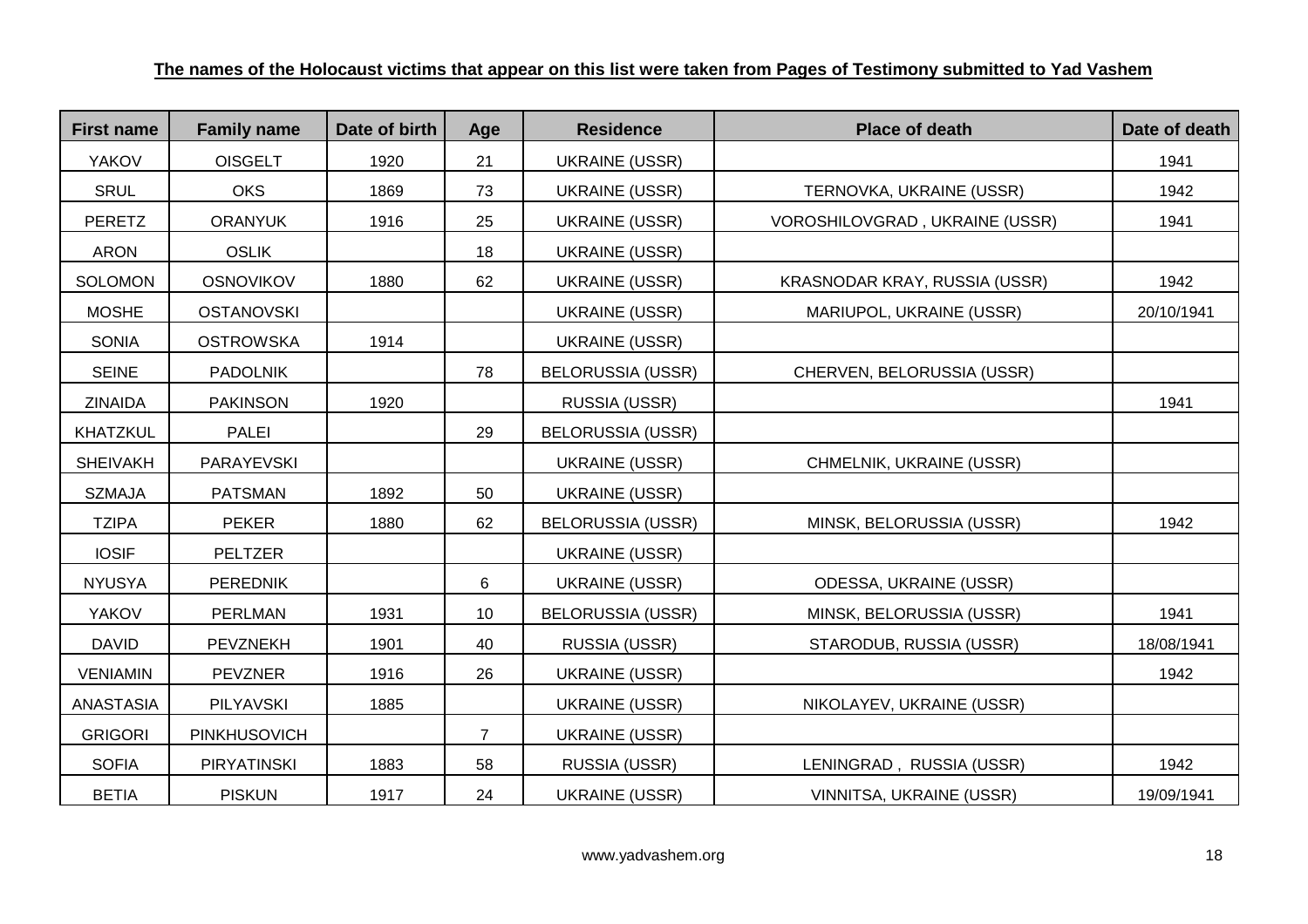**The names of the Holocaust victims that appear on this list were taken from Pages of Testimony submitted to Yad Vashem**

| First name | Family name | Date of birth | Age | Residence | Place of death | Date of death |
|---|---|---|---|---|---|---|
| YAKOV | OISGELT | 1920 | 21 | UKRAINE (USSR) | | 1941 |
| SRUL | OKS | 1869 | 73 | UKRAINE (USSR) | TERNOVKA, UKRAINE (USSR) | 1942 |
| PERETZ | ORANYUK | 1916 | 25 | UKRAINE (USSR) | VOROSHILOVGRAD , UKRAINE (USSR) | 1941 |
| ARON | OSLIK | | 18 | UKRAINE (USSR) | | |
| SOLOMON | OSNOVIKOV | 1880 | 62 | UKRAINE (USSR) | KRASNODAR KRAY, RUSSIA (USSR) | 1942 |
| MOSHE | OSTANOVSKI | | | UKRAINE (USSR) | MARIUPOL, UKRAINE (USSR) | 20/10/1941 |
| SONIA | OSTROWSKA | 1914 | | UKRAINE (USSR) | | |
| SEINE | PADOLNIK | | 78 | BELORUSSIA (USSR) | CHERVEN, BELORUSSIA (USSR) | |
| ZINAIDA | PAKINSON | 1920 | | RUSSIA (USSR) | | 1941 |
| KHATZKUL | PALEI | | 29 | BELORUSSIA (USSR) | | |
| SHEIVAKH | PARAYEVSKI | | | UKRAINE (USSR) | CHMELNIK, UKRAINE (USSR) | |
| SZMAJA | PATSMAN | 1892 | 50 | UKRAINE (USSR) | | |
| TZIPA | PEKER | 1880 | 62 | BELORUSSIA (USSR) | MINSK, BELORUSSIA (USSR) | 1942 |
| IOSIF | PELTZER | | | UKRAINE (USSR) | | |
| NYUSYA | PEREDNIK | | 6 | UKRAINE (USSR) | ODESSA, UKRAINE (USSR) | |
| YAKOV | PERLMAN | 1931 | 10 | BELORUSSIA (USSR) | MINSK, BELORUSSIA (USSR) | 1941 |
| DAVID | PEVZNEKH | 1901 | 40 | RUSSIA (USSR) | STARODUB, RUSSIA (USSR) | 18/08/1941 |
| VENIAMIN | PEVZNER | 1916 | 26 | UKRAINE (USSR) | | 1942 |
| ANASTASIA | PILYAVSKI | 1885 | | UKRAINE (USSR) | NIKOLAYEV, UKRAINE (USSR) | |
| GRIGORI | PINKHUSOVICH | | 7 | UKRAINE (USSR) | | |
| SOFIA | PIRYATINSKI | 1883 | 58 | RUSSIA (USSR) | LENINGRAD , RUSSIA (USSR) | 1942 |
| BETIA | PISKUN | 1917 | 24 | UKRAINE (USSR) | VINNITSA, UKRAINE (USSR) | 19/09/1941 |

www.yadvashem.org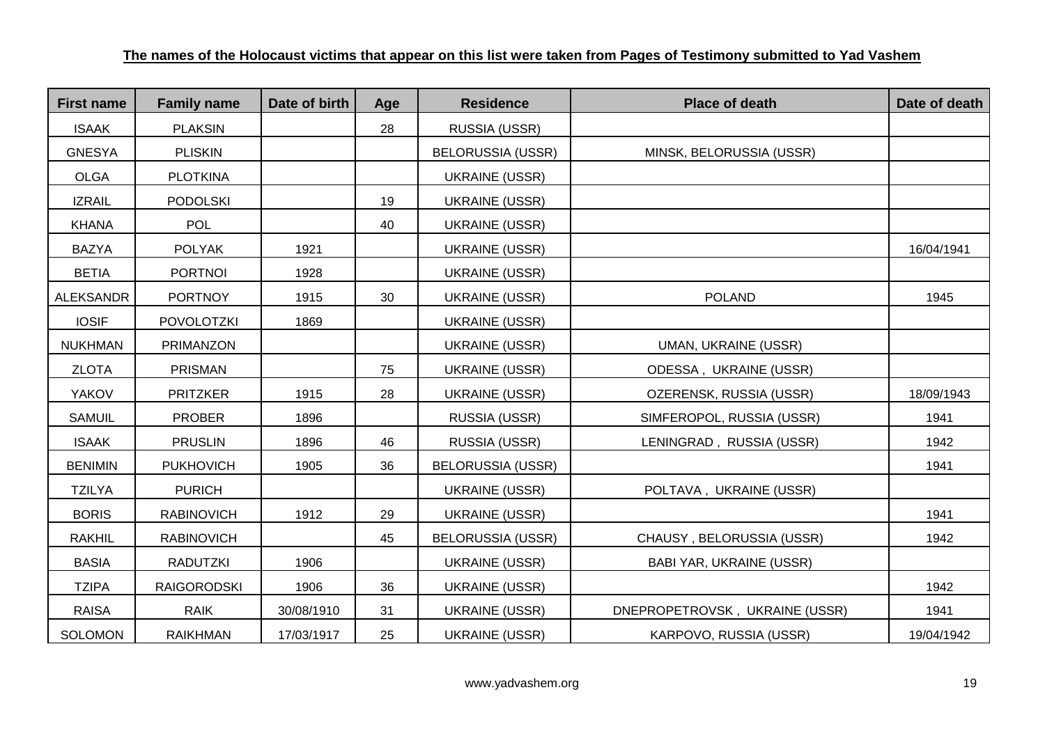**The names of the Holocaust victims that appear on this list were taken from Pages of Testimony submitted to Yad Vashem**

| First name | Family name | Date of birth | Age | Residence | Place of death | Date of death |
|---|---|---|---|---|---|---|
| ISAAK | PLAKSIN | | 28 | RUSSIA (USSR) | | |
| GNESYA | PLISKIN | | | BELORUSSIA (USSR) | MINSK, BELORUSSIA (USSR) | |
| OLGA | PLOTKINA | | | UKRAINE (USSR) | | |
| IZRAIL | PODOLSKI | | 19 | UKRAINE (USSR) | | |
| KHANA | POL | | 40 | UKRAINE (USSR) | | |
| BAZYA | POLYAK | 1921 | | UKRAINE (USSR) | | 16/04/1941 |
| BETIA | PORTNOI | 1928 | | UKRAINE (USSR) | | |
| ALEKSANDR | PORTNOY | 1915 | 30 | UKRAINE (USSR) | POLAND | 1945 |
| IOSIF | POVOLOTZKI | 1869 | | UKRAINE (USSR) | | |
| NUKHMAN | PRIMANZON | | | UKRAINE (USSR) | UMAN, UKRAINE (USSR) | |
| ZLOTA | PRISMAN | | 75 | UKRAINE (USSR) | ODESSA , UKRAINE (USSR) | |
| YAKOV | PRITZKER | 1915 | 28 | UKRAINE (USSR) | OZERENSK, RUSSIA (USSR) | 18/09/1943 |
| SAMUIL | PROBER | 1896 | | RUSSIA (USSR) | SIMFEROPOL, RUSSIA (USSR) | 1941 |
| ISAAK | PRUSLIN | 1896 | 46 | RUSSIA (USSR) | LENINGRAD , RUSSIA (USSR) | 1942 |
| BENIMIN | PUKHOVICH | 1905 | 36 | BELORUSSIA (USSR) | | 1941 |
| TZILYA | PURICH | | | UKRAINE (USSR) | POLTAVA , UKRAINE (USSR) | |
| BORIS | RABINOVICH | 1912 | 29 | UKRAINE (USSR) | | 1941 |
| RAKHIL | RABINOVICH | | 45 | BELORUSSIA (USSR) | CHAUSY , BELORUSSIA (USSR) | 1942 |
| BASIA | RADUTZKI | 1906 | | UKRAINE (USSR) | BABI YAR, UKRAINE (USSR) | |
| TZIPA | RAIGORODSKI | 1906 | 36 | UKRAINE (USSR) | | 1942 |
| RAISA | RAIK | 30/08/1910 | 31 | UKRAINE (USSR) | DNEPROPETROVSK , UKRAINE (USSR) | 1941 |
| SOLOMON | RAIKHMAN | 17/03/1917 | 25 | UKRAINE (USSR) | KARPOVO, RUSSIA (USSR) | 19/04/1942 |

www.yadvashem.org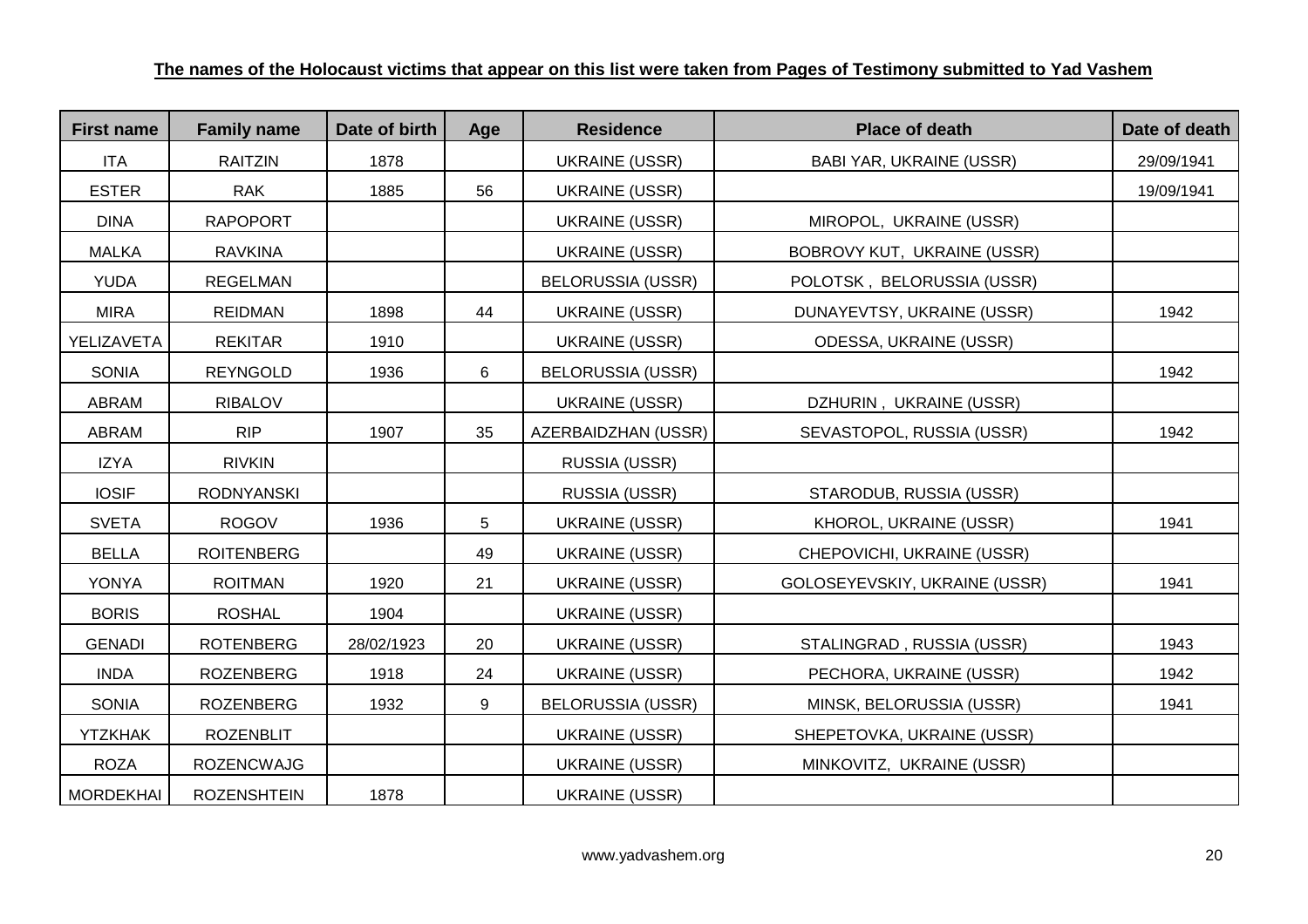**The names of the Holocaust victims that appear on this list were taken from Pages of Testimony submitted to Yad Vashem**

| First name | Family name | Date of birth | Age | Residence | Place of death | Date of death |
|---|---|---|---|---|---|---|
| ITA | RAITZIN | 1878 | | UKRAINE (USSR) | BABI YAR, UKRAINE (USSR) | 29/09/1941 |
| ESTER | RAK | 1885 | 56 | UKRAINE (USSR) | | 19/09/1941 |
| DINA | RAPOPORT | | | UKRAINE (USSR) | MIROPOL, UKRAINE (USSR) | |
| MALKA | RAVKINA | | | UKRAINE (USSR) | BOBROVY KUT, UKRAINE (USSR) | |
| YUDA | REGELMAN | | | BELORUSSIA (USSR) | POLOTSK , BELORUSSIA (USSR) | |
| MIRA | REIDMAN | 1898 | 44 | UKRAINE (USSR) | DUNAYEVTSY, UKRAINE (USSR) | 1942 |
| YELIZAVETA | REKITAR | 1910 | | UKRAINE (USSR) | ODESSA, UKRAINE (USSR) | |
| SONIA | REYNGOLD | 1936 | 6 | BELORUSSIA (USSR) | | 1942 |
| ABRAM | RIBALOV | | | UKRAINE (USSR) | DZHURIN , UKRAINE (USSR) | |
| ABRAM | RIP | 1907 | 35 | AZERBAIDZHAN (USSR) | SEVASTOPOL, RUSSIA (USSR) | 1942 |
| IZYA | RIVKIN | | | RUSSIA (USSR) | | |
| IOSIF | RODNYANSKI | | | RUSSIA (USSR) | STARODUB, RUSSIA (USSR) | |
| SVETA | ROGOV | 1936 | 5 | UKRAINE (USSR) | KHOROL, UKRAINE (USSR) | 1941 |
| BELLA | ROITENBERG | | 49 | UKRAINE (USSR) | CHEPOVICHI, UKRAINE (USSR) | |
| YONYA | ROITMAN | 1920 | 21 | UKRAINE (USSR) | GOLOSEYEVSKIY, UKRAINE (USSR) | 1941 |
| BORIS | ROSHAL | 1904 | | UKRAINE (USSR) | | |
| GENADI | ROTENBERG | 28/02/1923 | 20 | UKRAINE (USSR) | STALINGRAD , RUSSIA (USSR) | 1943 |
| INDA | ROZENBERG | 1918 | 24 | UKRAINE (USSR) | PECHORA, UKRAINE (USSR) | 1942 |
| SONIA | ROZENBERG | 1932 | 9 | BELORUSSIA (USSR) | MINSK, BELORUSSIA (USSR) | 1941 |
| YTZKHAK | ROZENBLIT | | | UKRAINE (USSR) | SHEPETOVKA, UKRAINE (USSR) | |
| ROZA | ROZENCWAJG | | | UKRAINE (USSR) | MINKOVITZ, UKRAINE (USSR) | |
| MORDEKHAI | ROZENSHTEIN | 1878 | | UKRAINE (USSR) | | |

www.yadvashem.org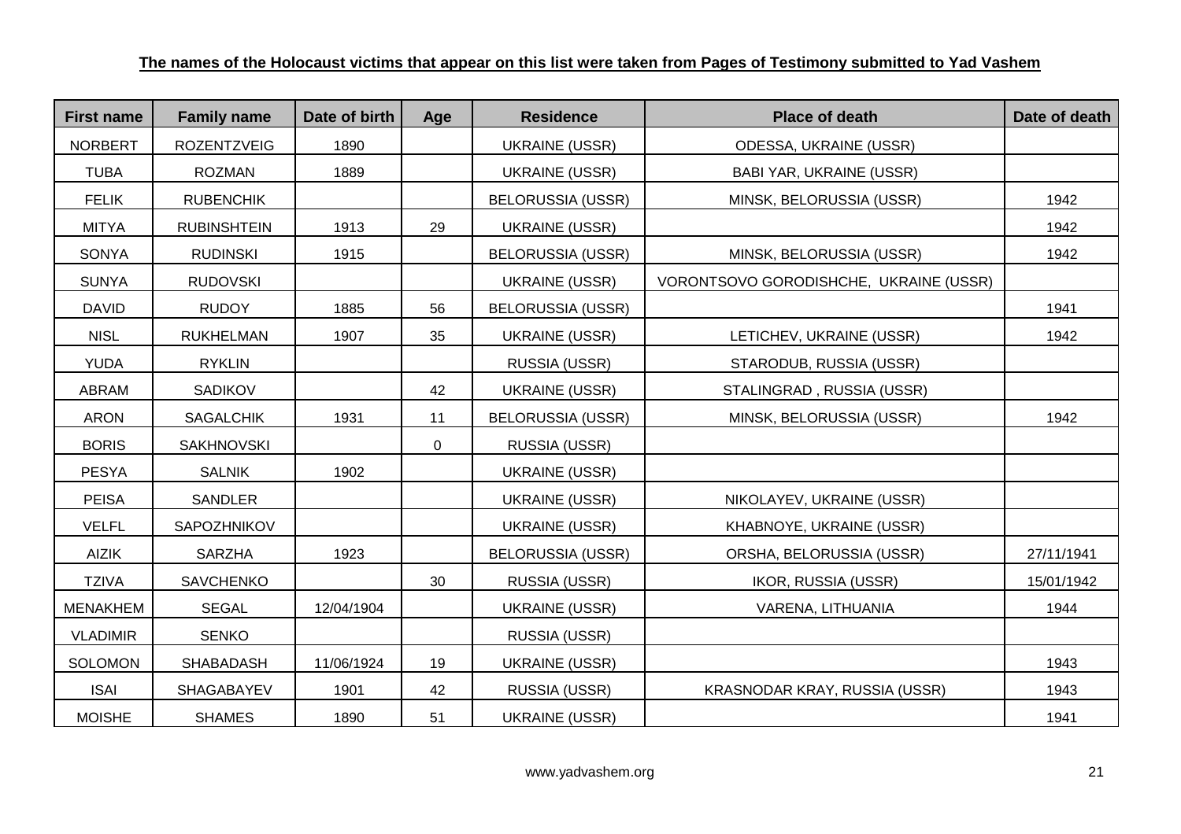**The names of the Holocaust victims that appear on this list were taken from Pages of Testimony submitted to Yad Vashem**

| First name | Family name | Date of birth | Age | Residence | Place of death | Date of death |
|---|---|---|---|---|---|---|
| NORBERT | ROZENTZVEIG | 1890 | | UKRAINE (USSR) | ODESSA, UKRAINE (USSR) | |
| TUBA | ROZMAN | 1889 | | UKRAINE (USSR) | BABI YAR, UKRAINE (USSR) | |
| FELIK | RUBENCHIK | | | BELORUSSIA (USSR) | MINSK, BELORUSSIA (USSR) | 1942 |
| MITYA | RUBINSHTEIN | 1913 | 29 | UKRAINE (USSR) | | 1942 |
| SONYA | RUDINSKI | 1915 | | BELORUSSIA (USSR) | MINSK, BELORUSSIA (USSR) | 1942 |
| SUNYA | RUDOVSKI | | | UKRAINE (USSR) | VORONTSOVO GORODISHCHE, UKRAINE (USSR) | |
| DAVID | RUDOY | 1885 | 56 | BELORUSSIA (USSR) | | 1941 |
| NISL | RUKHELMAN | 1907 | 35 | UKRAINE (USSR) | LETICHEV, UKRAINE (USSR) | 1942 |
| YUDA | RYKLIN | | | RUSSIA (USSR) | STARODUB, RUSSIA (USSR) | |
| ABRAM | SADIKOV | | 42 | UKRAINE (USSR) | STALINGRAD , RUSSIA (USSR) | |
| ARON | SAGALCHIK | 1931 | 11 | BELORUSSIA (USSR) | MINSK, BELORUSSIA (USSR) | 1942 |
| BORIS | SAKHNOVSKI | | 0 | RUSSIA (USSR) | | |
| PESYA | SALNIK | 1902 | | UKRAINE (USSR) | | |
| PEISA | SANDLER | | | UKRAINE (USSR) | NIKOLAYEV, UKRAINE (USSR) | |
| VELFL | SAPOZHNIKOV | | | UKRAINE (USSR) | KHABNOYE, UKRAINE (USSR) | |
| AIZIK | SARZHA | 1923 | | BELORUSSIA (USSR) | ORSHA, BELORUSSIA (USSR) | 27/11/1941 |
| TZIVA | SAVCHENKO | | 30 | RUSSIA (USSR) | IKOR, RUSSIA (USSR) | 15/01/1942 |
| MENAKHEM | SEGAL | 12/04/1904 | | UKRAINE (USSR) | VARENA, LITHUANIA | 1944 |
| VLADIMIR | SENKO | | | RUSSIA (USSR) | | |
| SOLOMON | SHABADASH | 11/06/1924 | 19 | UKRAINE (USSR) | | 1943 |
| ISAI | SHAGABAYEV | 1901 | 42 | RUSSIA (USSR) | KRASNODAR KRAY, RUSSIA (USSR) | 1943 |
| MOISHE | SHAMES | 1890 | 51 | UKRAINE (USSR) | | 1941 |

www.yadvashem.org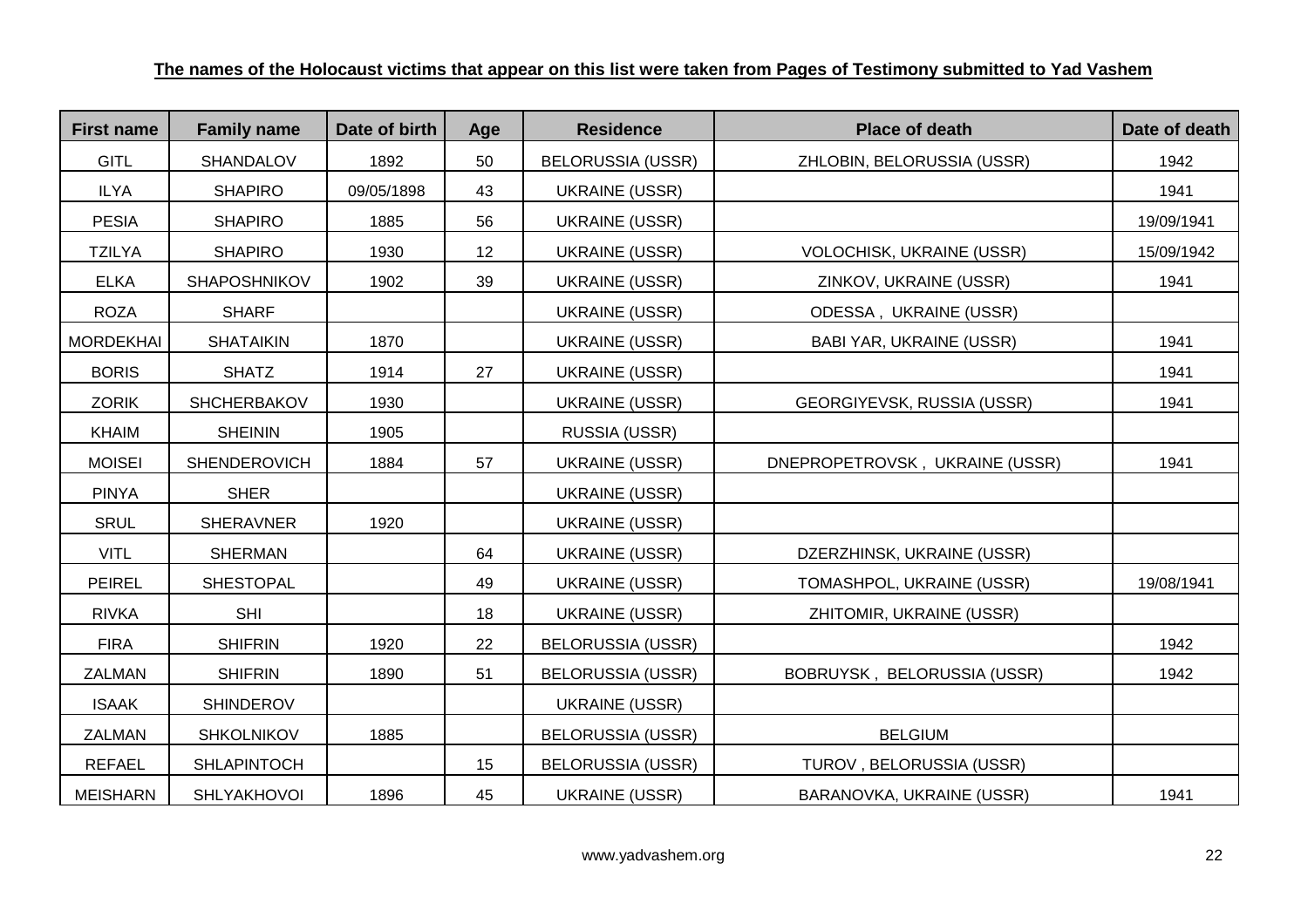**The names of the Holocaust victims that appear on this list were taken from Pages of Testimony submitted to Yad Vashem**

| First name | Family name | Date of birth | Age | Residence | Place of death | Date of death |
|---|---|---|---|---|---|---|
| GITL | SHANDALOV | 1892 | 50 | BELORUSSIA (USSR) | ZHLOBIN, BELORUSSIA (USSR) | 1942 |
| ILYA | SHAPIRO | 09/05/1898 | 43 | UKRAINE (USSR) | | 1941 |
| PESIA | SHAPIRO | 1885 | 56 | UKRAINE (USSR) | | 19/09/1941 |
| TZILYA | SHAPIRO | 1930 | 12 | UKRAINE (USSR) | VOLOCHISK, UKRAINE (USSR) | 15/09/1942 |
| ELKA | SHAPOSHNIKOV | 1902 | 39 | UKRAINE (USSR) | ZINKOV, UKRAINE (USSR) | 1941 |
| ROZA | SHARF | | | UKRAINE (USSR) | ODESSA , UKRAINE (USSR) | |
| MORDEKHAI | SHATAIKIN | 1870 | | UKRAINE (USSR) | BABI YAR, UKRAINE (USSR) | 1941 |
| BORIS | SHATZ | 1914 | 27 | UKRAINE (USSR) | | 1941 |
| ZORIK | SHCHERBAKOV | 1930 | | UKRAINE (USSR) | GEORGIYEVSK, RUSSIA (USSR) | 1941 |
| KHAIM | SHEININ | 1905 | | RUSSIA (USSR) | | |
| MOISEI | SHENDEROVICH | 1884 | 57 | UKRAINE (USSR) | DNEPROPETROVSK , UKRAINE (USSR) | 1941 |
| PINYA | SHER | | | UKRAINE (USSR) | | |
| SRUL | SHERAVNER | 1920 | | UKRAINE (USSR) | | |
| VITL | SHERMAN | | 64 | UKRAINE (USSR) | DZERZHINSK, UKRAINE (USSR) | |
| PEIREL | SHESTOPAL | | 49 | UKRAINE (USSR) | TOMASHPOL, UKRAINE (USSR) | 19/08/1941 |
| RIVKA | SHI | | 18 | UKRAINE (USSR) | ZHITOMIR, UKRAINE (USSR) | |
| FIRA | SHIFRIN | 1920 | 22 | BELORUSSIA (USSR) | | 1942 |
| ZALMAN | SHIFRIN | 1890 | 51 | BELORUSSIA (USSR) | BOBRUYSK , BELORUSSIA (USSR) | 1942 |
| ISAAK | SHINDEROV | | | UKRAINE (USSR) | | |
| ZALMAN | SHKOLNIKOV | 1885 | | BELORUSSIA (USSR) | BELGIUM | |
| REFAEL | SHLAPINTOCH | | 15 | BELORUSSIA (USSR) | TUROV , BELORUSSIA (USSR) | |
| MEISHARN | SHLYAKHOVOI | 1896 | 45 | UKRAINE (USSR) | BARANOVKA, UKRAINE (USSR) | 1941 |

www.yadvashem.org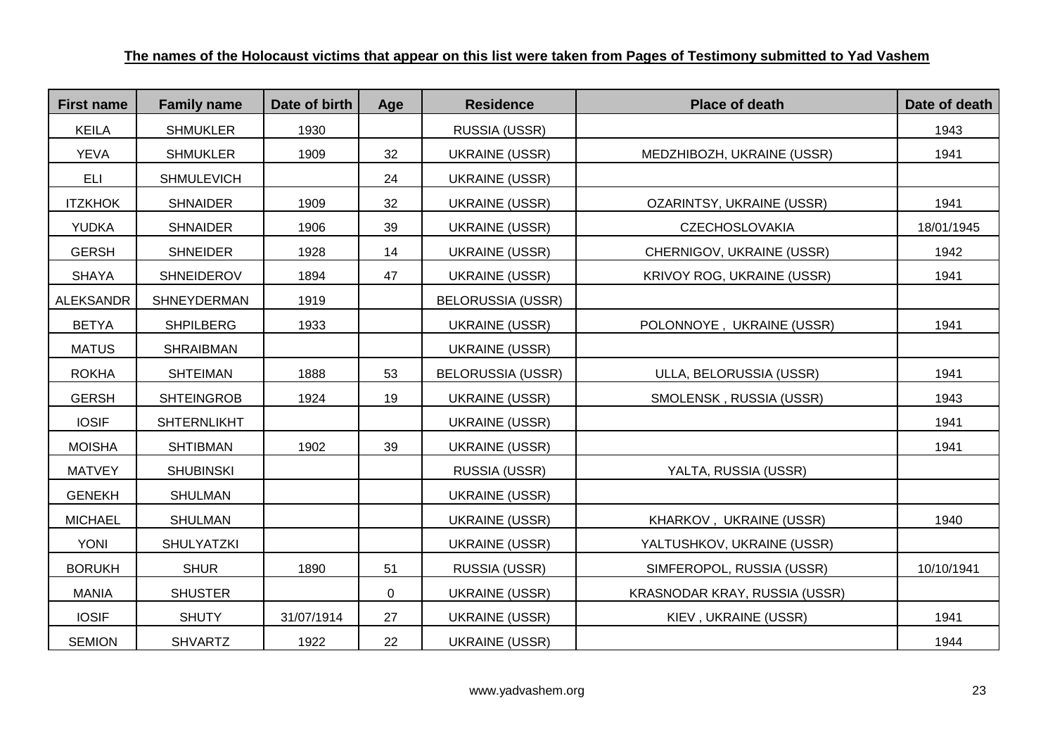**The names of the Holocaust victims that appear on this list were taken from Pages of Testimony submitted to Yad Vashem**

| First name | Family name | Date of birth | Age | Residence | Place of death | Date of death |
|---|---|---|---|---|---|---|
| KEILA | SHMUKLER | 1930 | | RUSSIA (USSR) | | 1943 |
| YEVA | SHMUKLER | 1909 | 32 | UKRAINE (USSR) | MEDZHIBOZH, UKRAINE (USSR) | 1941 |
| ELI | SHMULEVICH | | 24 | UKRAINE (USSR) | | |
| ITZKHOK | SHNAIDER | 1909 | 32 | UKRAINE (USSR) | OZARINTSY, UKRAINE (USSR) | 1941 |
| YUDKA | SHNAIDER | 1906 | 39 | UKRAINE (USSR) | CZECHOSLOVAKIA | 18/01/1945 |
| GERSH | SHNEIDER | 1928 | 14 | UKRAINE (USSR) | CHERNIGOV, UKRAINE (USSR) | 1942 |
| SHAYA | SHNEIDEROV | 1894 | 47 | UKRAINE (USSR) | KRIVOY ROG, UKRAINE (USSR) | 1941 |
| ALEKSANDR | SHNEYDERMAN | 1919 | | BELORUSSIA (USSR) | | |
| BETYA | SHPILBERG | 1933 | | UKRAINE (USSR) | POLONNOYE , UKRAINE (USSR) | 1941 |
| MATUS | SHRAIBMAN | | | UKRAINE (USSR) | | |
| ROKHA | SHTEIMAN | 1888 | 53 | BELORUSSIA (USSR) | ULLA, BELORUSSIA (USSR) | 1941 |
| GERSH | SHTEINGROB | 1924 | 19 | UKRAINE (USSR) | SMOLENSK , RUSSIA (USSR) | 1943 |
| IOSIF | SHTERNLIKHT | | | UKRAINE (USSR) | | 1941 |
| MOISHA | SHTIBMAN | 1902 | 39 | UKRAINE (USSR) | | 1941 |
| MATVEY | SHUBINSKI | | | RUSSIA (USSR) | YALTA, RUSSIA (USSR) | |
| GENEKH | SHULMAN | | | UKRAINE (USSR) | | |
| MICHAEL | SHULMAN | | | UKRAINE (USSR) | KHARKOV , UKRAINE (USSR) | 1940 |
| YONI | SHULYATZKI | | | UKRAINE (USSR) | YALTUSHKOV, UKRAINE (USSR) | |
| BORUKH | SHUR | 1890 | 51 | RUSSIA (USSR) | SIMFEROPOL, RUSSIA (USSR) | 10/10/1941 |
| MANIA | SHUSTER | | 0 | UKRAINE (USSR) | KRASNODAR KRAY, RUSSIA (USSR) | |
| IOSIF | SHUTY | 31/07/1914 | 27 | UKRAINE (USSR) | KIEV , UKRAINE (USSR) | 1941 |
| SEMION | SHVARTZ | 1922 | 22 | UKRAINE (USSR) | | 1944 |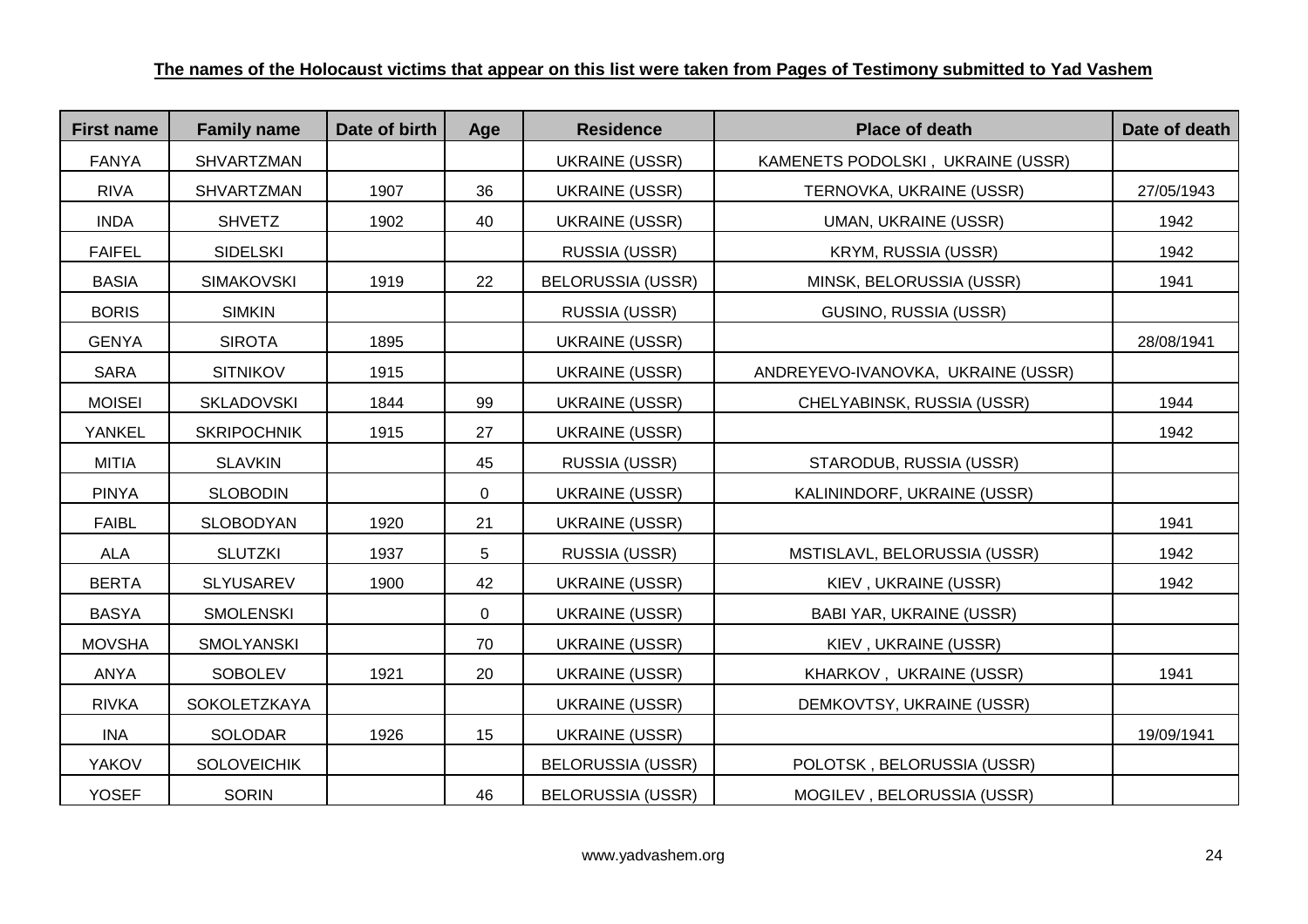**The names of the Holocaust victims that appear on this list were taken from Pages of Testimony submitted to Yad Vashem**

| First name | Family name | Date of birth | Age | Residence | Place of death | Date of death |
|---|---|---|---|---|---|---|
| FANYA | SHVARTZMAN | | | UKRAINE (USSR) | KAMENETS PODOLSKI , UKRAINE (USSR) | |
| RIVA | SHVARTZMAN | 1907 | 36 | UKRAINE (USSR) | TERNOVKA, UKRAINE (USSR) | 27/05/1943 |
| INDA | SHVETZ | 1902 | 40 | UKRAINE (USSR) | UMAN, UKRAINE (USSR) | 1942 |
| FAIFEL | SIDELSKI | | | RUSSIA (USSR) | KRYM, RUSSIA (USSR) | 1942 |
| BASIA | SIMAKOVSKI | 1919 | 22 | BELORUSSIA (USSR) | MINSK, BELORUSSIA (USSR) | 1941 |
| BORIS | SIMKIN | | | RUSSIA (USSR) | GUSINO, RUSSIA (USSR) | |
| GENYA | SIROTA | 1895 | | UKRAINE (USSR) | | 28/08/1941 |
| SARA | SITNIKOV | 1915 | | UKRAINE (USSR) | ANDREYEVO-IVANOVKA, UKRAINE (USSR) | |
| MOISEI | SKLADOVSKI | 1844 | 99 | UKRAINE (USSR) | CHELYABINSK, RUSSIA (USSR) | 1944 |
| YANKEL | SKRIPOCHNIK | 1915 | 27 | UKRAINE (USSR) | | 1942 |
| MITIA | SLAVKIN | | 45 | RUSSIA (USSR) | STARODUB, RUSSIA (USSR) | |
| PINYA | SLOBODIN | | 0 | UKRAINE (USSR) | KALININDORF, UKRAINE (USSR) | |
| FAIBL | SLOBODYAN | 1920 | 21 | UKRAINE (USSR) | | 1941 |
| ALA | SLUTZKI | 1937 | 5 | RUSSIA (USSR) | MSTISLAVL, BELORUSSIA (USSR) | 1942 |
| BERTA | SLYUSAREV | 1900 | 42 | UKRAINE (USSR) | KIEV , UKRAINE (USSR) | 1942 |
| BASYA | SMOLENSKI | | 0 | UKRAINE (USSR) | BABI YAR, UKRAINE (USSR) | |
| MOVSHA | SMOLYANSKI | | 70 | UKRAINE (USSR) | KIEV , UKRAINE (USSR) | |
| ANYA | SOBOLEV | 1921 | 20 | UKRAINE (USSR) | KHARKOV , UKRAINE (USSR) | 1941 |
| RIVKA | SOKOLETZKAYA | | | UKRAINE (USSR) | DEMKOVTSY, UKRAINE (USSR) | |
| INA | SOLODAR | 1926 | 15 | UKRAINE (USSR) | | 19/09/1941 |
| YAKOV | SOLOVEICHIK | | | BELORUSSIA (USSR) | POLOTSK , BELORUSSIA (USSR) | |
| YOSEF | SORIN | | 46 | BELORUSSIA (USSR) | MOGILEV , BELORUSSIA (USSR) | |

www.yadvashem.org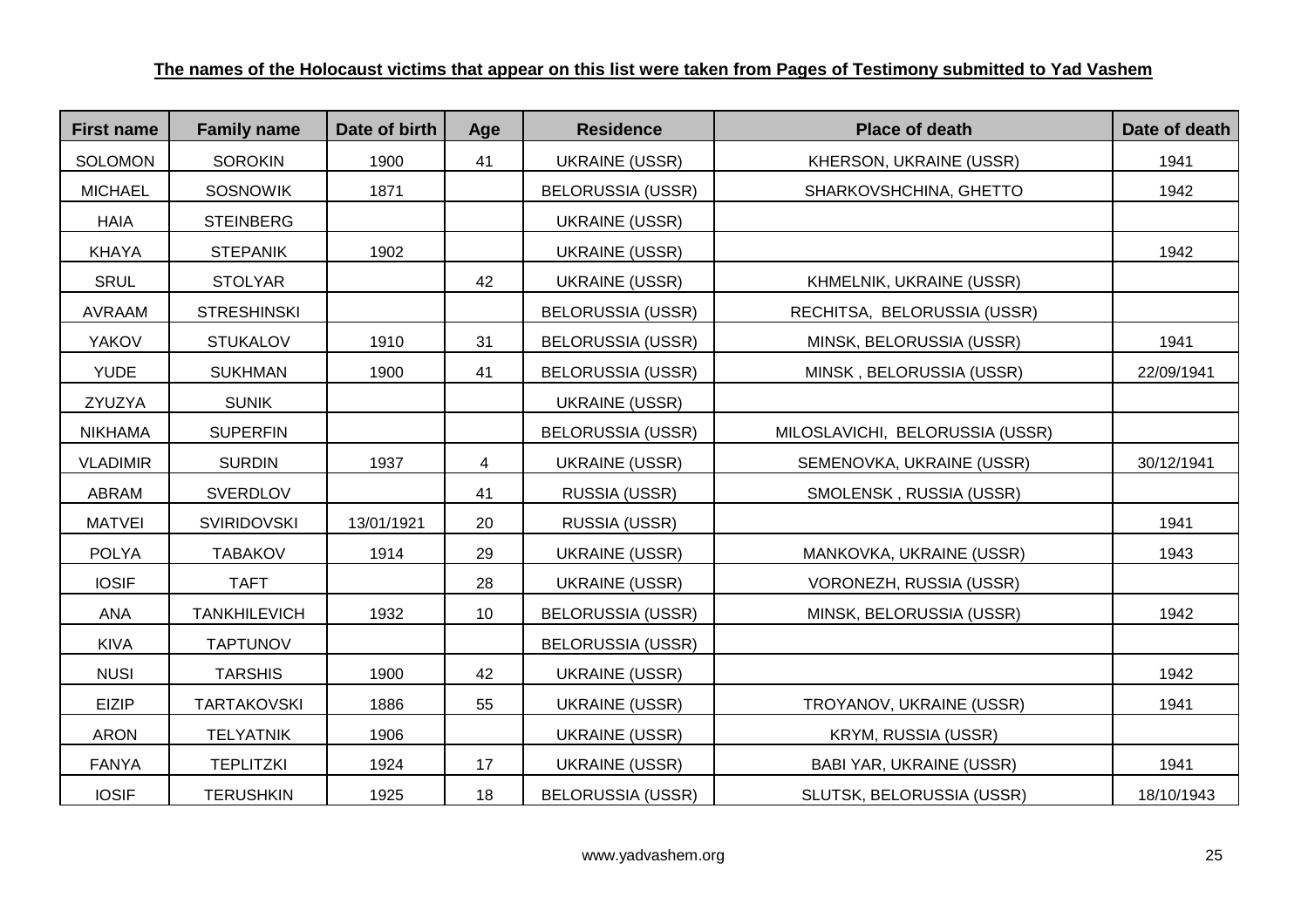**The names of the Holocaust victims that appear on this list were taken from Pages of Testimony submitted to Yad Vashem**

| First name | Family name | Date of birth | Age | Residence | Place of death | Date of death |
|---|---|---|---|---|---|---|
| SOLOMON | SOROKIN | 1900 | 41 | UKRAINE (USSR) | KHERSON, UKRAINE (USSR) | 1941 |
| MICHAEL | SOSNOWIK | 1871 | | BELORUSSIA (USSR) | SHARKOVSHCHINA, GHETTO | 1942 |
| HAIA | STEINBERG | | | UKRAINE (USSR) | | |
| KHAYA | STEPANIK | 1902 | | UKRAINE (USSR) | | 1942 |
| SRUL | STOLYAR | | 42 | UKRAINE (USSR) | KHMELNIK, UKRAINE (USSR) | |
| AVRAAM | STRESHINSKI | | | BELORUSSIA (USSR) | RECHITSA, BELORUSSIA (USSR) | |
| YAKOV | STUKALOV | 1910 | 31 | BELORUSSIA (USSR) | MINSK, BELORUSSIA (USSR) | 1941 |
| YUDE | SUKHMAN | 1900 | 41 | BELORUSSIA (USSR) | MINSK , BELORUSSIA (USSR) | 22/09/1941 |
| ZYUZYA | SUNIK | | | UKRAINE (USSR) | | |
| NIKHAMA | SUPERFIN | | | BELORUSSIA (USSR) | MILOSLAVICHI, BELORUSSIA (USSR) | |
| VLADIMIR | SURDIN | 1937 | 4 | UKRAINE (USSR) | SEMENOVKA, UKRAINE (USSR) | 30/12/1941 |
| ABRAM | SVERDLOV | | 41 | RUSSIA (USSR) | SMOLENSK , RUSSIA (USSR) | |
| MATVEI | SVIRIDOVSKI | 13/01/1921 | 20 | RUSSIA (USSR) | | 1941 |
| POLYA | TABAKOV | 1914 | 29 | UKRAINE (USSR) | MANKOVKA, UKRAINE (USSR) | 1943 |
| IOSIF | TAFT | | 28 | UKRAINE (USSR) | VORONEZH, RUSSIA (USSR) | |
| ANA | TANKHILEVICH | 1932 | 10 | BELORUSSIA (USSR) | MINSK, BELORUSSIA (USSR) | 1942 |
| KIVA | TAPTUNOV | | | BELORUSSIA (USSR) | | |
| NUSI | TARSHIS | 1900 | 42 | UKRAINE (USSR) | | 1942 |
| EIZIP | TARTAKOVSKI | 1886 | 55 | UKRAINE (USSR) | TROYANOV, UKRAINE (USSR) | 1941 |
| ARON | TELYATNIK | 1906 | | UKRAINE (USSR) | KRYM, RUSSIA (USSR) | |
| FANYA | TEPLITZKI | 1924 | 17 | UKRAINE (USSR) | BABI YAR, UKRAINE (USSR) | 1941 |
| IOSIF | TERUSHKIN | 1925 | 18 | BELORUSSIA (USSR) | SLUTSK, BELORUSSIA (USSR) | 18/10/1943 |

www.yadvashem.org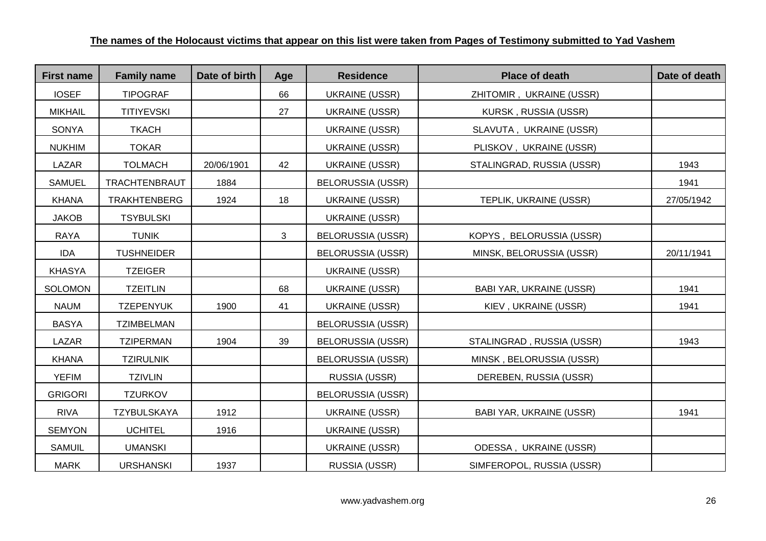**The names of the Holocaust victims that appear on this list were taken from Pages of Testimony submitted to Yad Vashem**

| First name | Family name | Date of birth | Age | Residence | Place of death | Date of death |
|---|---|---|---|---|---|---|
| IOSEF | TIPOGRAF | | 66 | UKRAINE (USSR) | ZHITOMIR , UKRAINE (USSR) | |
| MIKHAIL | TITIYEVSKI | | 27 | UKRAINE (USSR) | KURSK , RUSSIA (USSR) | |
| SONYA | TKACH | | | UKRAINE (USSR) | SLAVUTA , UKRAINE (USSR) | |
| NUKHIM | TOKAR | | | UKRAINE (USSR) | PLISKOV , UKRAINE (USSR) | |
| LAZAR | TOLMACH | 20/06/1901 | 42 | UKRAINE (USSR) | STALINGRAD, RUSSIA (USSR) | 1943 |
| SAMUEL | TRACHTENBRAUT | 1884 | | BELORUSSIA (USSR) | | 1941 |
| KHANA | TRAKHTENBERG | 1924 | 18 | UKRAINE (USSR) | TEPLIK, UKRAINE (USSR) | 27/05/1942 |
| JAKOB | TSYBULSKI | | | UKRAINE (USSR) | | |
| RAYA | TUNIK | | 3 | BELORUSSIA (USSR) | KOPYS , BELORUSSIA (USSR) | |
| IDA | TUSHNEIDER | | | BELORUSSIA (USSR) | MINSK, BELORUSSIA (USSR) | 20/11/1941 |
| KHASYA | TZEIGER | | | UKRAINE (USSR) | | |
| SOLOMON | TZEITLIN | | 68 | UKRAINE (USSR) | BABI YAR, UKRAINE (USSR) | 1941 |
| NAUM | TZEPENYUK | 1900 | 41 | UKRAINE (USSR) | KIEV , UKRAINE (USSR) | 1941 |
| BASYA | TZIMBELMAN | | | BELORUSSIA (USSR) | | |
| LAZAR | TZIPERMAN | 1904 | 39 | BELORUSSIA (USSR) | STALINGRAD , RUSSIA (USSR) | 1943 |
| KHANA | TZIRULNIK | | | BELORUSSIA (USSR) | MINSK , BELORUSSIA (USSR) | |
| YEFIM | TZIVLIN | | | RUSSIA (USSR) | DEREBEN, RUSSIA (USSR) | |
| GRIGORI | TZURKOV | | | BELORUSSIA (USSR) | | |
| RIVA | TZYBULSKAYA | 1912 | | UKRAINE (USSR) | BABI YAR, UKRAINE (USSR) | 1941 |
| SEMYON | UCHITEL | 1916 | | UKRAINE (USSR) | | |
| SAMUIL | UMANSKI | | | UKRAINE (USSR) | ODESSA , UKRAINE (USSR) | |
| MARK | URSHANSKI | 1937 | | RUSSIA (USSR) | SIMFEROPOL, RUSSIA (USSR) | |

www.yadvashem.org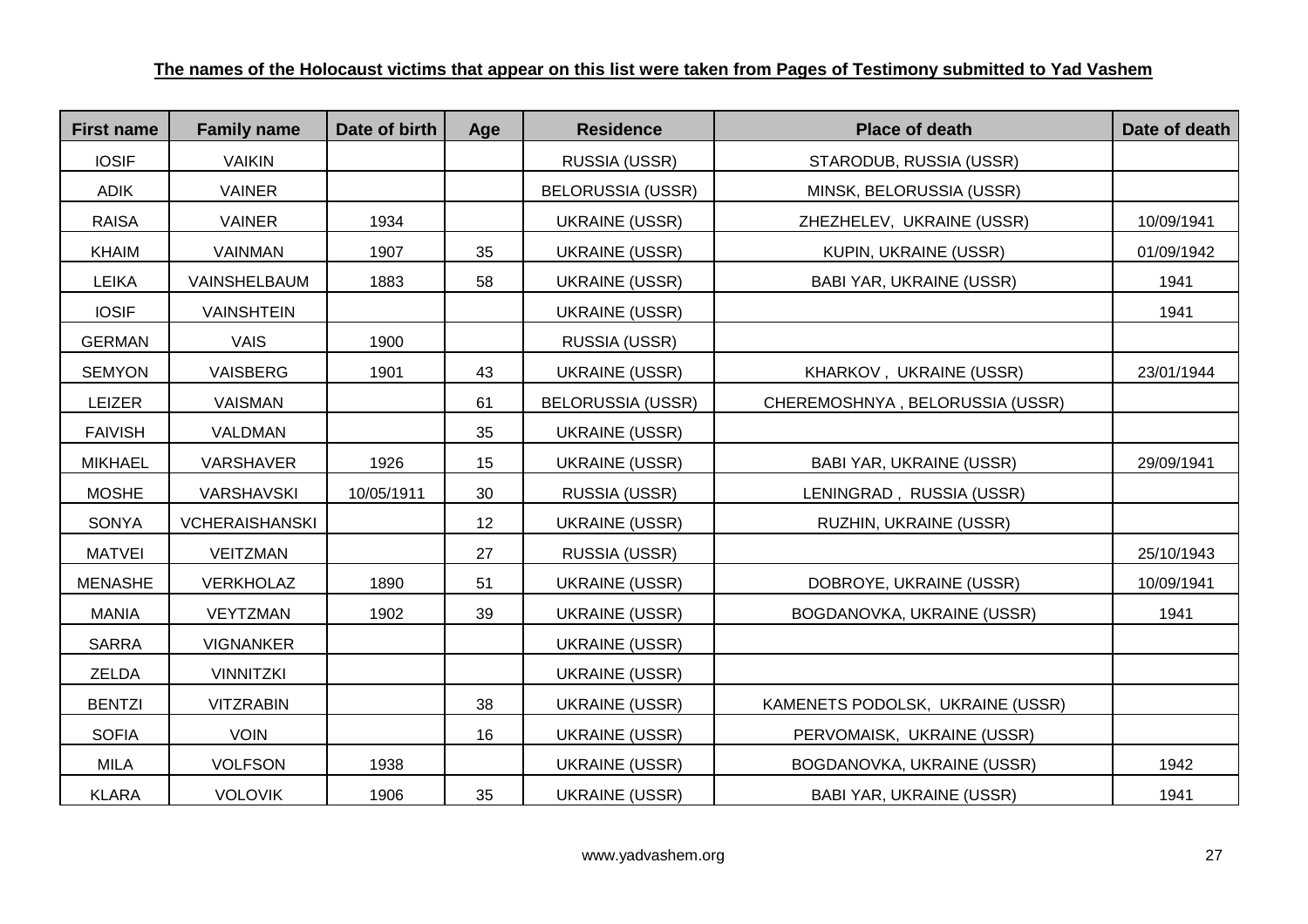**The names of the Holocaust victims that appear on this list were taken from Pages of Testimony submitted to Yad Vashem**

| First name | Family name | Date of birth | Age | Residence | Place of death | Date of death |
|---|---|---|---|---|---|---|
| IOSIF | VAIKIN | | | RUSSIA (USSR) | STARODUB, RUSSIA (USSR) | |
| ADIK | VAINER | | | BELORUSSIA (USSR) | MINSK, BELORUSSIA (USSR) | |
| RAISA | VAINER | 1934 | | UKRAINE (USSR) | ZHEZHELEV, UKRAINE (USSR) | 10/09/1941 |
| KHAIM | VAINMAN | 1907 | 35 | UKRAINE (USSR) | KUPIN, UKRAINE (USSR) | 01/09/1942 |
| LEIKA | VAINSHELBAUM | 1883 | 58 | UKRAINE (USSR) | BABI YAR, UKRAINE (USSR) | 1941 |
| IOSIF | VAINSHTEIN | | | UKRAINE (USSR) | | 1941 |
| GERMAN | VAIS | 1900 | | RUSSIA (USSR) | | |
| SEMYON | VAISBERG | 1901 | 43 | UKRAINE (USSR) | KHARKOV , UKRAINE (USSR) | 23/01/1944 |
| LEIZER | VAISMAN | | 61 | BELORUSSIA (USSR) | CHEREMOSHNYA , BELORUSSIA (USSR) | |
| FAIVISH | VALDMAN | | 35 | UKRAINE (USSR) | | |
| MIKHAEL | VARSHAVER | 1926 | 15 | UKRAINE (USSR) | BABI YAR, UKRAINE (USSR) | 29/09/1941 |
| MOSHE | VARSHAVSKI | 10/05/1911 | 30 | RUSSIA (USSR) | LENINGRAD , RUSSIA (USSR) | |
| SONYA | VCHERAISHANSKI | | 12 | UKRAINE (USSR) | RUZHIN, UKRAINE (USSR) | |
| MATVEI | VEITZMAN | | 27 | RUSSIA (USSR) | | 25/10/1943 |
| MENASHE | VERKHOLAZ | 1890 | 51 | UKRAINE (USSR) | DOBROYE, UKRAINE (USSR) | 10/09/1941 |
| MANIA | VEYTZMAN | 1902 | 39 | UKRAINE (USSR) | BOGDANOVKA, UKRAINE (USSR) | 1941 |
| SARRA | VIGNANKER | | | UKRAINE (USSR) | | |
| ZELDA | VINNITZKI | | | UKRAINE (USSR) | | |
| BENTZI | VITZRABIN | | 38 | UKRAINE (USSR) | KAMENETS PODOLSK, UKRAINE (USSR) | |
| SOFIA | VOIN | | 16 | UKRAINE (USSR) | PERVOMAISK, UKRAINE (USSR) | |
| MILA | VOLFSON | 1938 | | UKRAINE (USSR) | BOGDANOVKA, UKRAINE (USSR) | 1942 |
| KLARA | VOLOVIK | 1906 | 35 | UKRAINE (USSR) | BABI YAR, UKRAINE (USSR) | 1941 |

www.yadvashem.org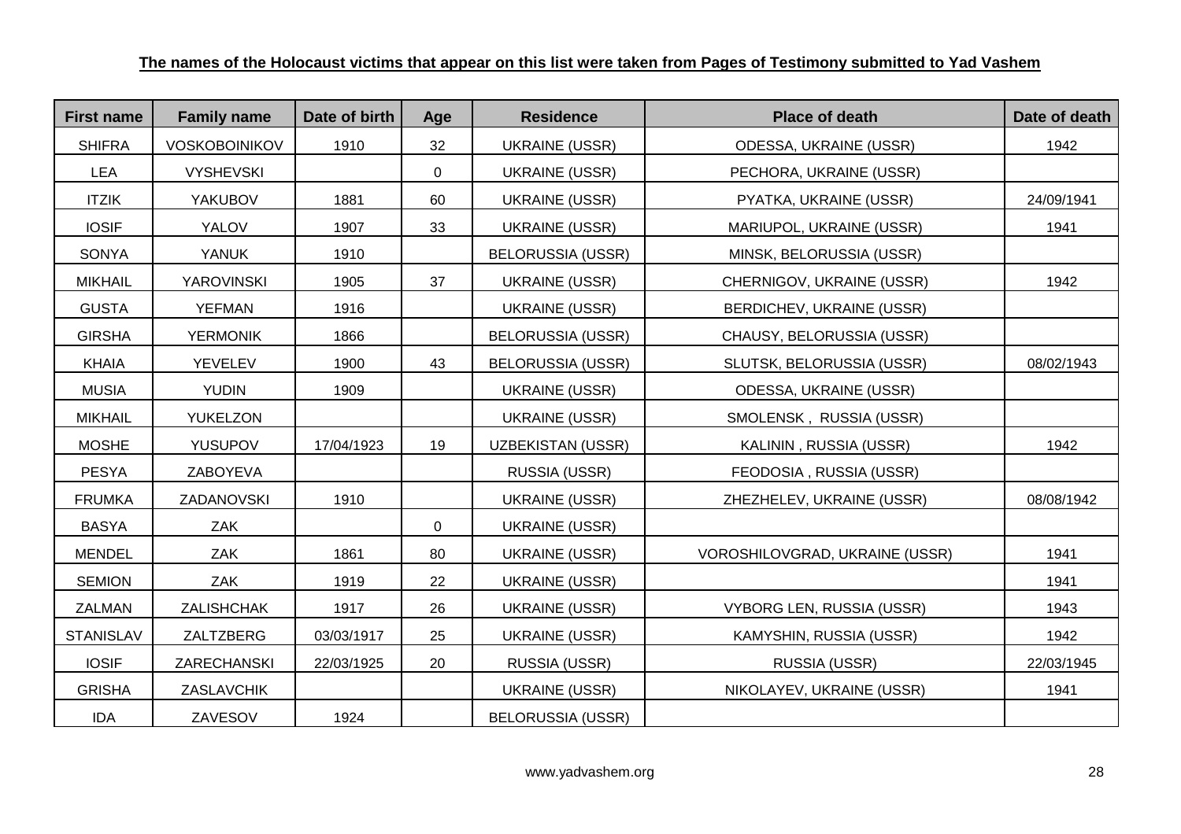**The names of the Holocaust victims that appear on this list were taken from Pages of Testimony submitted to Yad Vashem**

| First name | Family name | Date of birth | Age | Residence | Place of death | Date of death |
|---|---|---|---|---|---|---|
| SHIFRA | VOSKOBOINIKOV | 1910 | 32 | UKRAINE (USSR) | ODESSA, UKRAINE (USSR) | 1942 |
| LEA | VYSHEVSKI | | 0 | UKRAINE (USSR) | PECHORA, UKRAINE (USSR) | |
| ITZIK | YAKUBOV | 1881 | 60 | UKRAINE (USSR) | PYATKA, UKRAINE (USSR) | 24/09/1941 |
| IOSIF | YALOV | 1907 | 33 | UKRAINE (USSR) | MARIUPOL, UKRAINE (USSR) | 1941 |
| SONYA | YANUK | 1910 | | BELORUSSIA (USSR) | MINSK, BELORUSSIA (USSR) | |
| MIKHAIL | YAROVINSKI | 1905 | 37 | UKRAINE (USSR) | CHERNIGOV, UKRAINE (USSR) | 1942 |
| GUSTA | YEFMAN | 1916 | | UKRAINE (USSR) | BERDICHEV, UKRAINE (USSR) | |
| GIRSHA | YERMONIK | 1866 | | BELORUSSIA (USSR) | CHAUSY, BELORUSSIA (USSR) | |
| KHAIA | YEVELEV | 1900 | 43 | BELORUSSIA (USSR) | SLUTSK, BELORUSSIA (USSR) | 08/02/1943 |
| MUSIA | YUDIN | 1909 | | UKRAINE (USSR) | ODESSA, UKRAINE (USSR) | |
| MIKHAIL | YUKELZON | | | UKRAINE (USSR) | SMOLENSK , RUSSIA (USSR) | |
| MOSHE | YUSUPOV | 17/04/1923 | 19 | UZBEKISTAN (USSR) | KALININ , RUSSIA (USSR) | 1942 |
| PESYA | ZABOYEVA | | | RUSSIA (USSR) | FEODOSIA , RUSSIA (USSR) | |
| FRUMKA | ZADANOVSKI | 1910 | | UKRAINE (USSR) | ZHEZHELEV, UKRAINE (USSR) | 08/08/1942 |
| BASYA | ZAK | | 0 | UKRAINE (USSR) | | |
| MENDEL | ZAK | 1861 | 80 | UKRAINE (USSR) | VOROSHILOVGRAD, UKRAINE (USSR) | 1941 |
| SEMION | ZAK | 1919 | 22 | UKRAINE (USSR) | | 1941 |
| ZALMAN | ZALISHCHAK | 1917 | 26 | UKRAINE (USSR) | VYBORG LEN, RUSSIA (USSR) | 1943 |
| STANISLAV | ZALTZBERG | 03/03/1917 | 25 | UKRAINE (USSR) | KAMYSHIN, RUSSIA (USSR) | 1942 |
| IOSIF | ZARECHANSKI | 22/03/1925 | 20 | RUSSIA (USSR) | RUSSIA (USSR) | 22/03/1945 |
| GRISHA | ZASLAVCHIK | | | UKRAINE (USSR) | NIKOLAYEV, UKRAINE (USSR) | 1941 |
| IDA | ZAVESOV | 1924 | | BELORUSSIA (USSR) | | |

www.yadvashem.org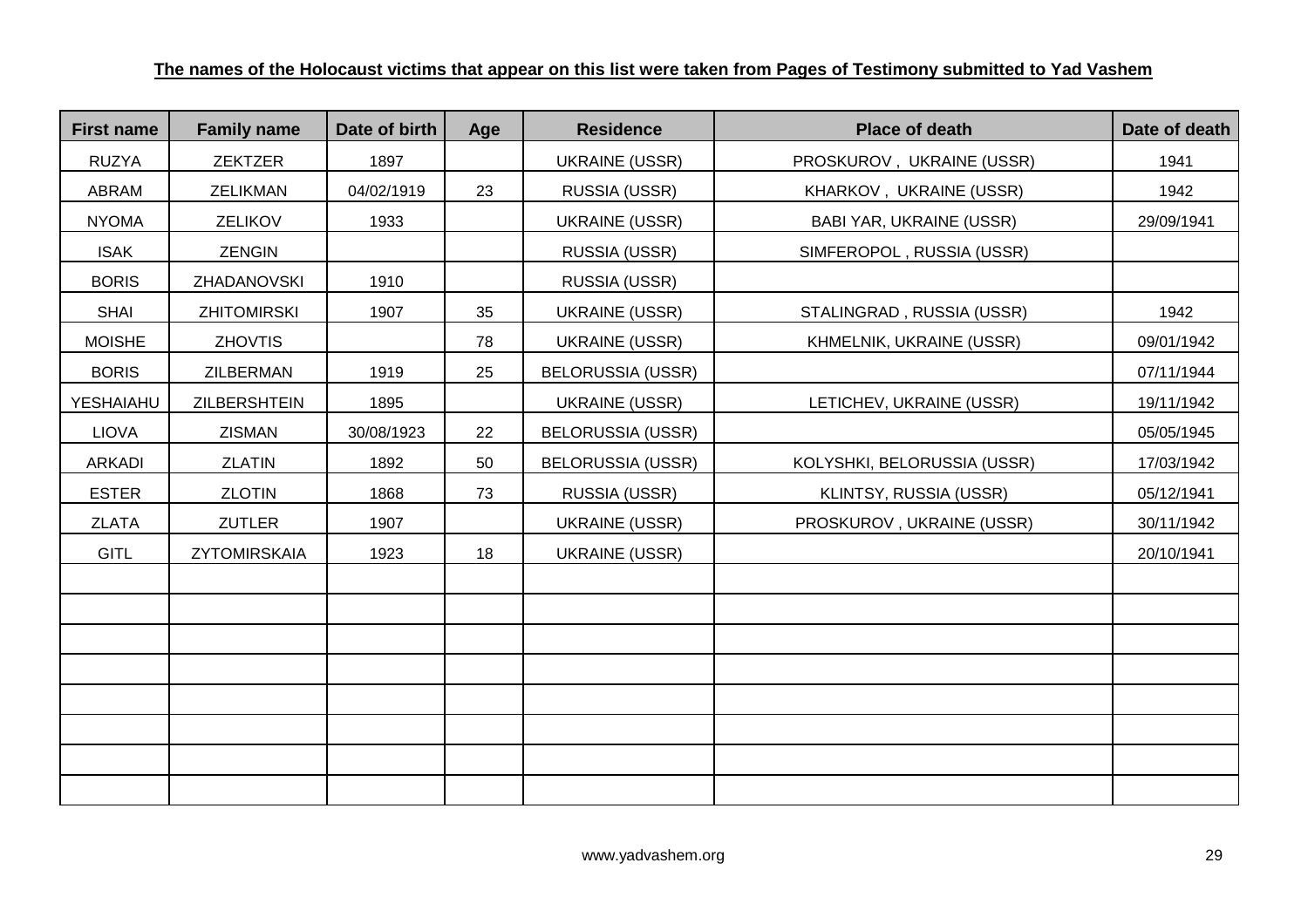**The names of the Holocaust victims that appear on this list were taken from Pages of Testimony submitted to Yad Vashem**

| First name | Family name | Date of birth | Age | Residence | Place of death | Date of death |
|---|---|---|---|---|---|---|
| RUZYA | ZEKTZER | 1897 | | UKRAINE (USSR) | PROSKUROV , UKRAINE (USSR) | 1941 |
| ABRAM | ZELIKMAN | 04/02/1919 | 23 | RUSSIA (USSR) | KHARKOV , UKRAINE (USSR) | 1942 |
| NYOMA | ZELIKOV | 1933 | | UKRAINE (USSR) | BABI YAR, UKRAINE (USSR) | 29/09/1941 |
| ISAK | ZENGIN | | | RUSSIA (USSR) | SIMFEROPOL , RUSSIA (USSR) | |
| BORIS | ZHADANOVSKI | 1910 | | RUSSIA (USSR) | | |
| SHAI | ZHITOMIRSKI | 1907 | 35 | UKRAINE (USSR) | STALINGRAD , RUSSIA (USSR) | 1942 |
| MOISHE | ZHOVTIS | | 78 | UKRAINE (USSR) | KHMELNIK, UKRAINE (USSR) | 09/01/1942 |
| BORIS | ZILBERMAN | 1919 | 25 | BELORUSSIA (USSR) | | 07/11/1944 |
| YESHAIAHU | ZILBERSHTEIN | 1895 | | UKRAINE (USSR) | LETICHEV, UKRAINE (USSR) | 19/11/1942 |
| LIOVA | ZISMAN | 30/08/1923 | 22 | BELORUSSIA (USSR) | | 05/05/1945 |
| ARKADI | ZLATIN | 1892 | 50 | BELORUSSIA (USSR) | KOLYSHKI, BELORUSSIA (USSR) | 17/03/1942 |
| ESTER | ZLOTIN | 1868 | 73 | RUSSIA (USSR) | KLINTSY, RUSSIA (USSR) | 05/12/1941 |
| ZLATA | ZUTLER | 1907 | | UKRAINE (USSR) | PROSKUROV , UKRAINE (USSR) | 30/11/1942 |
| GITL | ZYTOMIRSKAIA | 1923 | 18 | UKRAINE (USSR) | | 20/10/1941 |
| | | | | | | |
| | | | | | | |
| | | | | | | |
| | | | | | | |
| | | | | | | |
| | | | | | | |
| | | | | | | |
| | | | | | | |

www.yadvashem.org